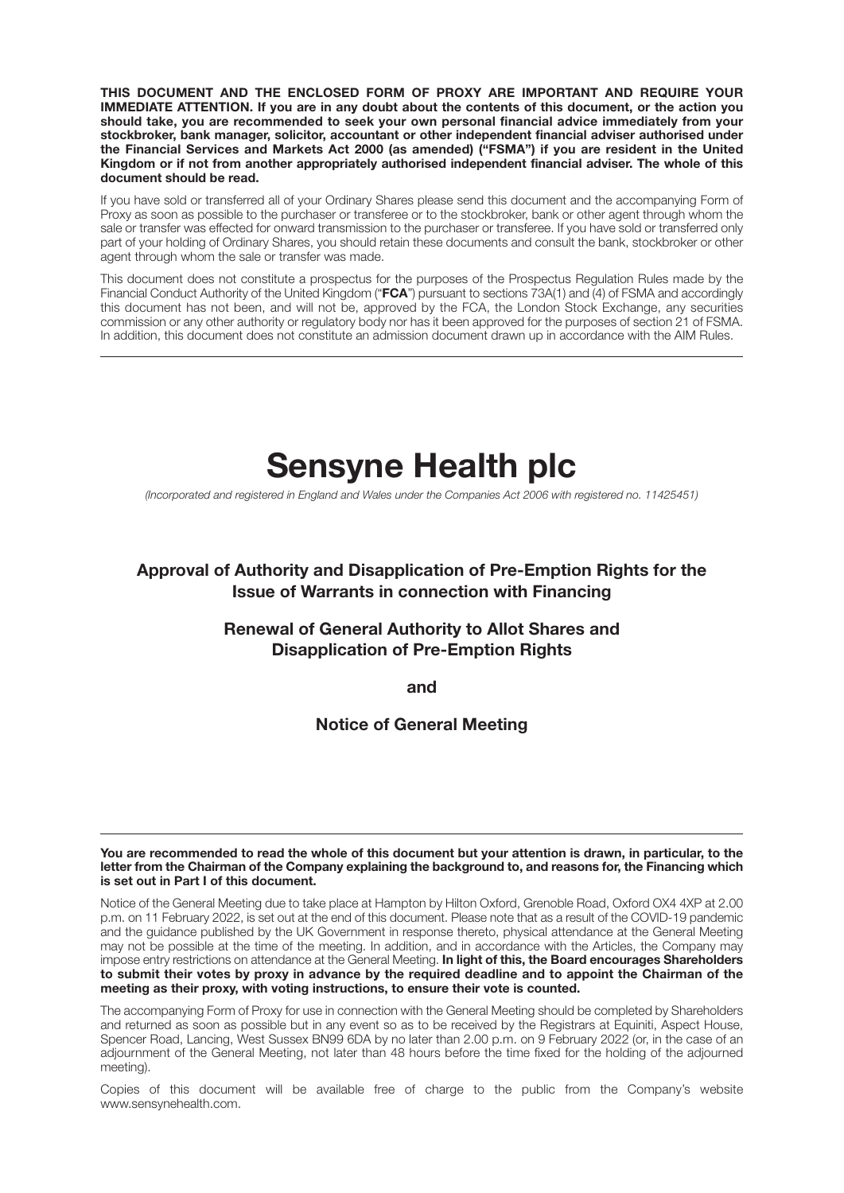**THIS DOCUMENT AND THE ENCLOSED FORM OF PROXY ARE IMPORTANT AND REQUIRE YOUR IMMEDIATE ATTENTION. If you are in any doubt about the contents of this document, or the action you should take, you are recommended to seek your own personal financial advice immediately from your stockbroker, bank manager, solicitor, accountant or other independent financial adviser authorised under the Financial Services and Markets Act 2000 (as amended) ("FSMA") if you are resident in the United Kingdom or if not from another appropriately authorised independent financial adviser. The whole of this document should be read.**

If you have sold or transferred all of your Ordinary Shares please send this document and the accompanying Form of Proxy as soon as possible to the purchaser or transferee or to the stockbroker, bank or other agent through whom the sale or transfer was effected for onward transmission to the purchaser or transferee. If you have sold or transferred only part of your holding of Ordinary Shares, you should retain these documents and consult the bank, stockbroker or other agent through whom the sale or transfer was made.

This document does not constitute a prospectus for the purposes of the Prospectus Regulation Rules made by the Financial Conduct Authority of the United Kingdom ("**FCA**") pursuant to sections 73A(1) and (4) of FSMA and accordingly this document has not been, and will not be, approved by the FCA, the London Stock Exchange, any securities commission or any other authority or regulatory body nor has it been approved for the purposes of section 21 of FSMA. In addition, this document does not constitute an admission document drawn up in accordance with the AIM Rules.

---

# Sensyne Health plc

*(Incorporated and registered in England and Wales under the Companies Act 2006 with registered no. 11425451)*

## Approval of Authority and Disapplication of Pre-Emption Rights for the Issue of Warrants in connection with Financing

## Renewal of General Authority to Allot Shares and Disapplication of Pre-Emption Rights

## and

## Notice of General Meeting

---

**You are recommended to read the whole of this document but your attention is drawn, in particular, to the letter from the Chairman of the Company explaining the background to, and reasons for, the Financing which is set out in Part I of this document.**

Notice of the General Meeting due to take place at Hampton by Hilton Oxford, Grenoble Road, Oxford OX4 4XP at 2.00 p.m. on 11 February 2022, is set out at the end of this document. Please note that as a result of the COVID-19 pandemic and the guidance published by the UK Government in response thereto, physical attendance at the General Meeting may not be possible at the time of the meeting. In addition, and in accordance with the Articles, the Company may impose entry restrictions on attendance at the General Meeting. **In light of this, the Board encourages Shareholders to submit their votes by proxy in advance by the required deadline and to appoint the Chairman of the meeting as their proxy, with voting instructions, to ensure their vote is counted.**

The accompanying Form of Proxy for use in connection with the General Meeting should be completed by Shareholders and returned as soon as possible but in any event so as to be received by the Registrars at Equiniti, Aspect House, Spencer Road, Lancing, West Sussex BN99 6DA by no later than 2.00 p.m. on 9 February 2022 (or, in the case of an adjournment of the General Meeting, not later than 48 hours before the time fixed for the holding of the adjourned meeting).

Copies of this document will be available free of charge to the public from the Company's website www.sensynehealth.com.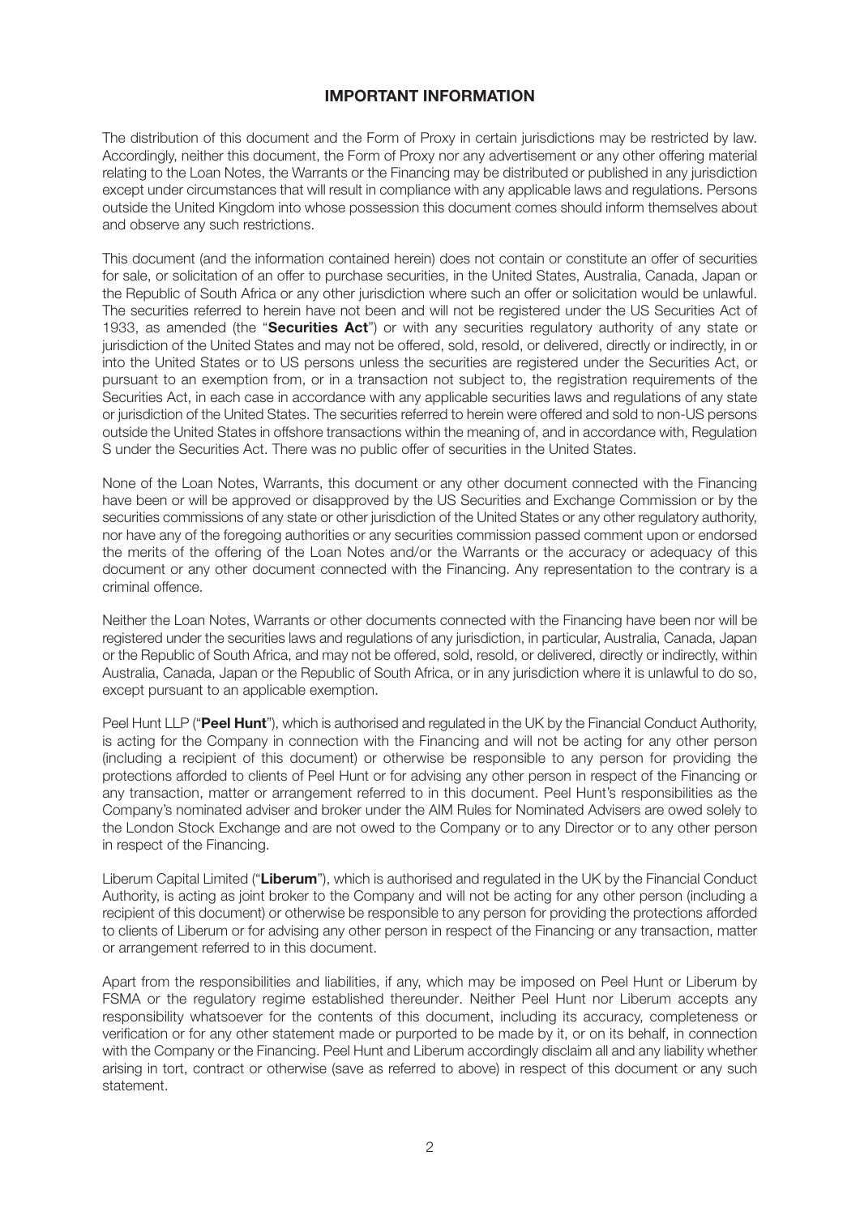## IMPORTANT INFORMATION

The distribution of this document and the Form of Proxy in certain jurisdictions may be restricted by law. Accordingly, neither this document, the Form of Proxy nor any advertisement or any other offering material relating to the Loan Notes, the Warrants or the Financing may be distributed or published in any jurisdiction except under circumstances that will result in compliance with any applicable laws and regulations. Persons outside the United Kingdom into whose possession this document comes should inform themselves about and observe any such restrictions.

This document (and the information contained herein) does not contain or constitute an offer of securities for sale, or solicitation of an offer to purchase securities, in the United States, Australia, Canada, Japan or the Republic of South Africa or any other jurisdiction where such an offer or solicitation would be unlawful. The securities referred to herein have not been and will not be registered under the US Securities Act of 1933, as amended (the "**Securities Act**") or with any securities regulatory authority of any state or jurisdiction of the United States and may not be offered, sold, resold, or delivered, directly or indirectly, in or into the United States or to US persons unless the securities are registered under the Securities Act, or pursuant to an exemption from, or in a transaction not subject to, the registration requirements of the Securities Act, in each case in accordance with any applicable securities laws and regulations of any state or jurisdiction of the United States. The securities referred to herein were offered and sold to non-US persons outside the United States in offshore transactions within the meaning of, and in accordance with, Regulation S under the Securities Act. There was no public offer of securities in the United States.

None of the Loan Notes, Warrants, this document or any other document connected with the Financing have been or will be approved or disapproved by the US Securities and Exchange Commission or by the securities commissions of any state or other jurisdiction of the United States or any other regulatory authority, nor have any of the foregoing authorities or any securities commission passed comment upon or endorsed the merits of the offering of the Loan Notes and/or the Warrants or the accuracy or adequacy of this document or any other document connected with the Financing. Any representation to the contrary is a criminal offence.

Neither the Loan Notes, Warrants or other documents connected with the Financing have been nor will be registered under the securities laws and regulations of any jurisdiction, in particular, Australia, Canada, Japan or the Republic of South Africa, and may not be offered, sold, resold, or delivered, directly or indirectly, within Australia, Canada, Japan or the Republic of South Africa, or in any jurisdiction where it is unlawful to do so, except pursuant to an applicable exemption.

Peel Hunt LLP ("**Peel Hunt**"), which is authorised and regulated in the UK by the Financial Conduct Authority, is acting for the Company in connection with the Financing and will not be acting for any other person (including a recipient of this document) or otherwise be responsible to any person for providing the protections afforded to clients of Peel Hunt or for advising any other person in respect of the Financing or any transaction, matter or arrangement referred to in this document. Peel Hunt's responsibilities as the Company's nominated adviser and broker under the AIM Rules for Nominated Advisers are owed solely to the London Stock Exchange and are not owed to the Company or to any Director or to any other person in respect of the Financing.

Liberum Capital Limited ("**Liberum**"), which is authorised and regulated in the UK by the Financial Conduct Authority, is acting as joint broker to the Company and will not be acting for any other person (including a recipient of this document) or otherwise be responsible to any person for providing the protections afforded to clients of Liberum or for advising any other person in respect of the Financing or any transaction, matter or arrangement referred to in this document.

Apart from the responsibilities and liabilities, if any, which may be imposed on Peel Hunt or Liberum by FSMA or the regulatory regime established thereunder. Neither Peel Hunt nor Liberum accepts any responsibility whatsoever for the contents of this document, including its accuracy, completeness or verification or for any other statement made or purported to be made by it, or on its behalf, in connection with the Company or the Financing. Peel Hunt and Liberum accordingly disclaim all and any liability whether arising in tort, contract or otherwise (save as referred to above) in respect of this document or any such statement.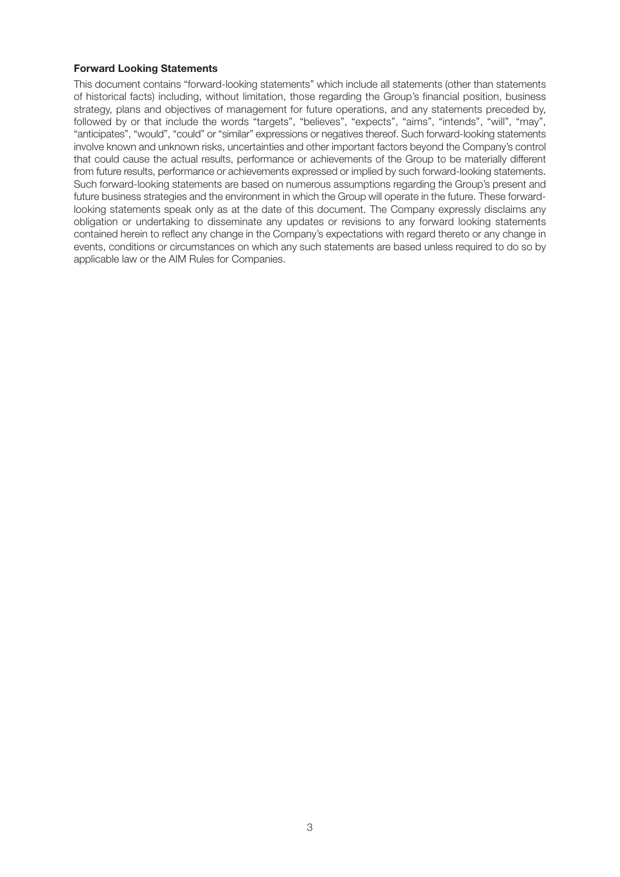**Forward Looking Statements**

This document contains "forward-looking statements" which include all statements (other than statements of historical facts) including, without limitation, those regarding the Group's financial position, business strategy, plans and objectives of management for future operations, and any statements preceded by, followed by or that include the words "targets", "believes", "expects", "aims", "intends", "will", "may", "anticipates", "would", "could" or "similar" expressions or negatives thereof. Such forward-looking statements involve known and unknown risks, uncertainties and other important factors beyond the Company's control that could cause the actual results, performance or achievements of the Group to be materially different from future results, performance or achievements expressed or implied by such forward-looking statements. Such forward-looking statements are based on numerous assumptions regarding the Group's present and future business strategies and the environment in which the Group will operate in the future. These forward-looking statements speak only as at the date of this document. The Company expressly disclaims any obligation or undertaking to disseminate any updates or revisions to any forward looking statements contained herein to reflect any change in the Company's expectations with regard thereto or any change in events, conditions or circumstances on which any such statements are based unless required to do so by applicable law or the AIM Rules for Companies.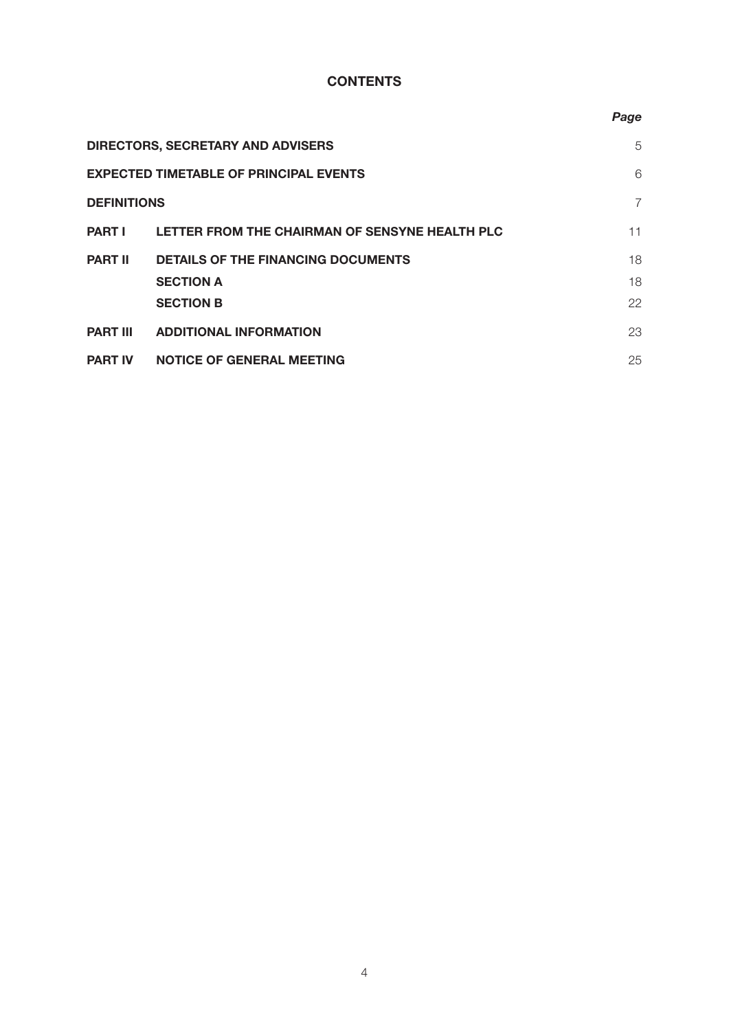# CONTENTS

| | | *Page* |
|---|---|---|
| **DIRECTORS, SECRETARY AND ADVISERS** | | 5 |
| **EXPECTED TIMETABLE OF PRINCIPAL EVENTS** | | 6 |
| **DEFINITIONS** | | 7 |
| **PART I** | **LETTER FROM THE CHAIRMAN OF SENSYNE HEALTH PLC** | 11 |
| **PART II** | **DETAILS OF THE FINANCING DOCUMENTS** | 18 |
| | **SECTION A** | 18 |
| | **SECTION B** | 22 |
| **PART III** | **ADDITIONAL INFORMATION** | 23 |
| **PART IV** | **NOTICE OF GENERAL MEETING** | 25 |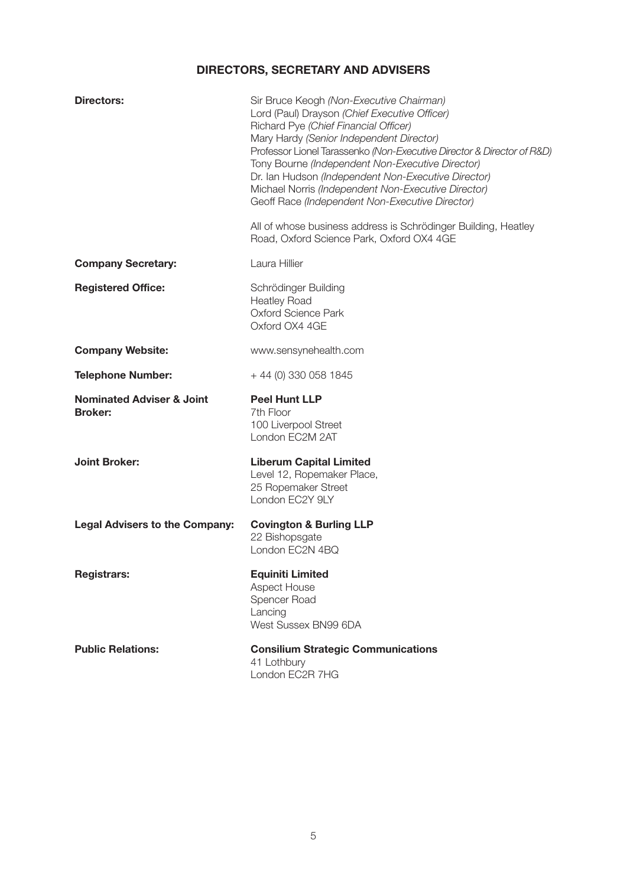## DIRECTORS, SECRETARY AND ADVISERS

**Directors:**

Sir Bruce Keogh *(Non-Executive Chairman)*
Lord (Paul) Drayson *(Chief Executive Officer)*
Richard Pye *(Chief Financial Officer)*
Mary Hardy *(Senior Independent Director)*
Professor Lionel Tarassenko *(Non-Executive Director & Director of R&D)*
Tony Bourne *(Independent Non-Executive Director)*
Dr. Ian Hudson *(Independent Non-Executive Director)*
Michael Norris *(Independent Non-Executive Director)*
Geoff Race *(Independent Non-Executive Director)*

All of whose business address is Schrödinger Building, Heatley Road, Oxford Science Park, Oxford OX4 4GE

**Company Secretary:**

Laura Hillier

**Registered Office:**

Schrödinger Building
Heatley Road
Oxford Science Park
Oxford OX4 4GE

**Company Website:**

www.sensynehealth.com

**Telephone Number:**

+ 44 (0) 330 058 1845

**Nominated Adviser & Joint Broker:**

**Peel Hunt LLP**
7th Floor
100 Liverpool Street
London EC2M 2AT

**Joint Broker:**

**Liberum Capital Limited**
Level 12, Ropemaker Place,
25 Ropemaker Street
London EC2Y 9LY

**Legal Advisers to the Company:**

**Covington & Burling LLP**
22 Bishopsgate
London EC2N 4BQ

**Registrars:**

**Equiniti Limited**
Aspect House
Spencer Road
Lancing
West Sussex BN99 6DA

**Public Relations:**

**Consilium Strategic Communications**
41 Lothbury
London EC2R 7HG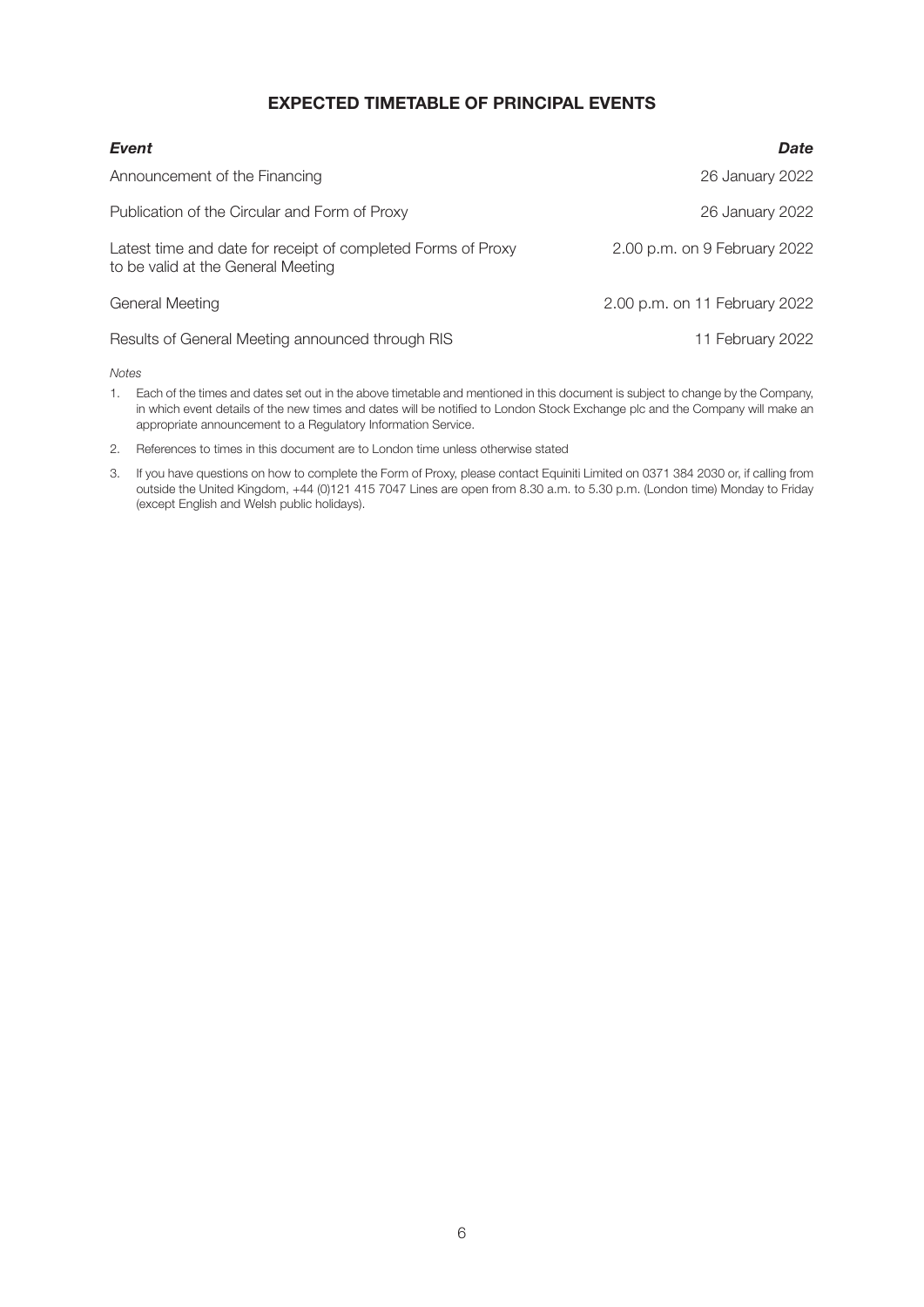# EXPECTED TIMETABLE OF PRINCIPAL EVENTS

| *Event* | *Date* |
|---|---|
| Announcement of the Financing | 26 January 2022 |
| Publication of the Circular and Form of Proxy | 26 January 2022 |
| Latest time and date for receipt of completed Forms of Proxy to be valid at the General Meeting | 2.00 p.m. on 9 February 2022 |
| General Meeting | 2.00 p.m. on 11 February 2022 |
| Results of General Meeting announced through RIS | 11 February 2022 |

*Notes*

1. Each of the times and dates set out in the above timetable and mentioned in this document is subject to change by the Company, in which event details of the new times and dates will be notified to London Stock Exchange plc and the Company will make an appropriate announcement to a Regulatory Information Service.
2. References to times in this document are to London time unless otherwise stated
3. If you have questions on how to complete the Form of Proxy, please contact Equiniti Limited on 0371 384 2030 or, if calling from outside the United Kingdom, +44 (0)121 415 7047 Lines are open from 8.30 a.m. to 5.30 p.m. (London time) Monday to Friday (except English and Welsh public holidays).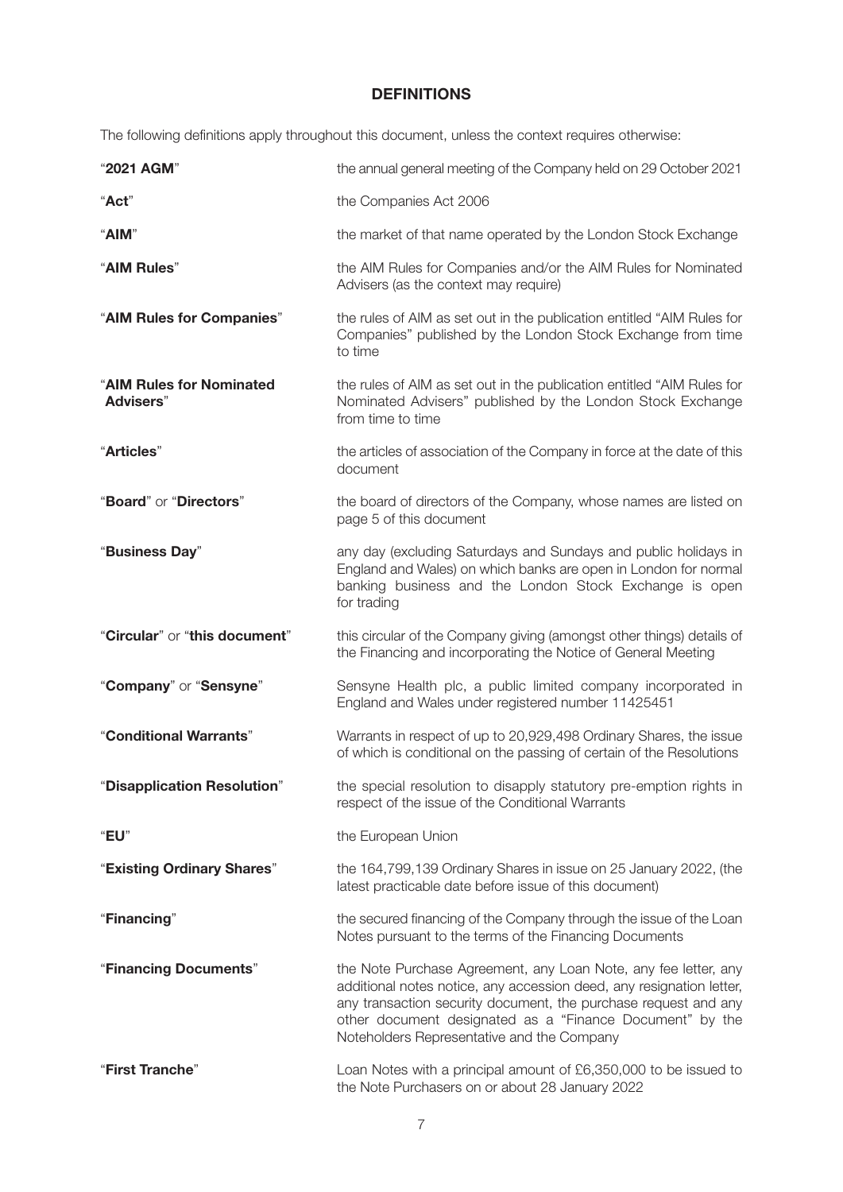## DEFINITIONS

The following definitions apply throughout this document, unless the context requires otherwise:

| | |
|---|---|
| "**2021 AGM**" | the annual general meeting of the Company held on 29 October 2021 |
| "**Act**" | the Companies Act 2006 |
| "**AIM**" | the market of that name operated by the London Stock Exchange |
| "**AIM Rules**" | the AIM Rules for Companies and/or the AIM Rules for Nominated Advisers (as the context may require) |
| "**AIM Rules for Companies**" | the rules of AIM as set out in the publication entitled "AIM Rules for Companies" published by the London Stock Exchange from time to time |
| "**AIM Rules for Nominated Advisers**" | the rules of AIM as set out in the publication entitled "AIM Rules for Nominated Advisers" published by the London Stock Exchange from time to time |
| "**Articles**" | the articles of association of the Company in force at the date of this document |
| "**Board**" or "**Directors**" | the board of directors of the Company, whose names are listed on page 5 of this document |
| "**Business Day**" | any day (excluding Saturdays and Sundays and public holidays in England and Wales) on which banks are open in London for normal banking business and the London Stock Exchange is open for trading |
| "**Circular**" or "**this document**" | this circular of the Company giving (amongst other things) details of the Financing and incorporating the Notice of General Meeting |
| "**Company**" or "**Sensyne**" | Sensyne Health plc, a public limited company incorporated in England and Wales under registered number 11425451 |
| "**Conditional Warrants**" | Warrants in respect of up to 20,929,498 Ordinary Shares, the issue of which is conditional on the passing of certain of the Resolutions |
| "**Disapplication Resolution**" | the special resolution to disapply statutory pre-emption rights in respect of the issue of the Conditional Warrants |
| "**EU**" | the European Union |
| "**Existing Ordinary Shares**" | the 164,799,139 Ordinary Shares in issue on 25 January 2022, (the latest practicable date before issue of this document) |
| "**Financing**" | the secured financing of the Company through the issue of the Loan Notes pursuant to the terms of the Financing Documents |
| "**Financing Documents**" | the Note Purchase Agreement, any Loan Note, any fee letter, any additional notes notice, any accession deed, any resignation letter, any transaction security document, the purchase request and any other document designated as a "Finance Document" by the Noteholders Representative and the Company |
| "**First Tranche**" | Loan Notes with a principal amount of £6,350,000 to be issued to the Note Purchasers on or about 28 January 2022 |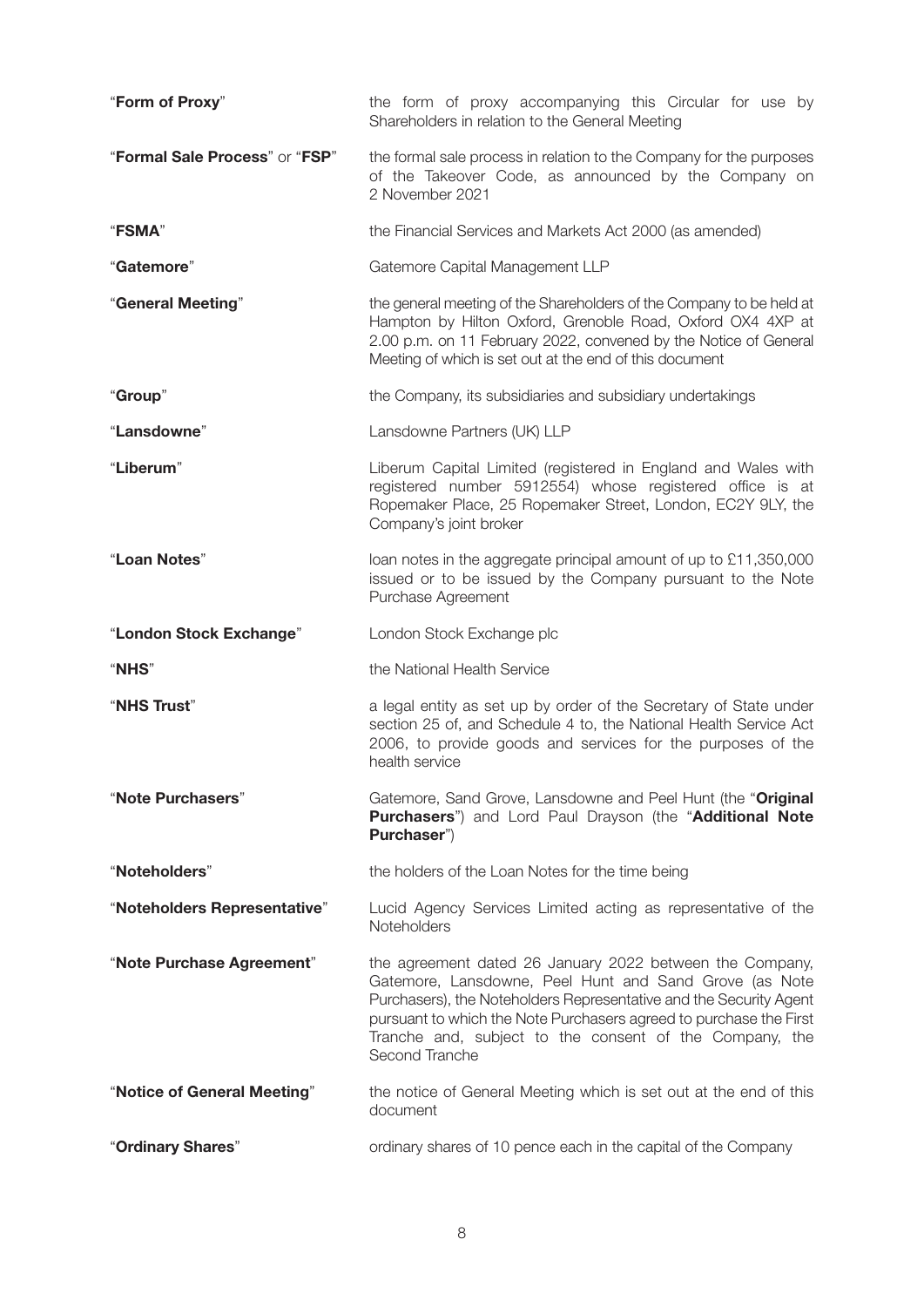| | |
|---|---|
| "**Form of Proxy**" | the form of proxy accompanying this Circular for use by Shareholders in relation to the General Meeting |
| "**Formal Sale Process**" or "**FSP**" | the formal sale process in relation to the Company for the purposes of the Takeover Code, as announced by the Company on 2 November 2021 |
| "**FSMA**" | the Financial Services and Markets Act 2000 (as amended) |
| "**Gatemore**" | Gatemore Capital Management LLP |
| "**General Meeting**" | the general meeting of the Shareholders of the Company to be held at Hampton by Hilton Oxford, Grenoble Road, Oxford OX4 4XP at 2.00 p.m. on 11 February 2022, convened by the Notice of General Meeting of which is set out at the end of this document |
| "**Group**" | the Company, its subsidiaries and subsidiary undertakings |
| "**Lansdowne**" | Lansdowne Partners (UK) LLP |
| "**Liberum**" | Liberum Capital Limited (registered in England and Wales with registered number 5912554) whose registered office is at Ropemaker Place, 25 Ropemaker Street, London, EC2Y 9LY, the Company's joint broker |
| "**Loan Notes**" | loan notes in the aggregate principal amount of up to £11,350,000 issued or to be issued by the Company pursuant to the Note Purchase Agreement |
| "**London Stock Exchange**" | London Stock Exchange plc |
| "**NHS**" | the National Health Service |
| "**NHS Trust**" | a legal entity as set up by order of the Secretary of State under section 25 of, and Schedule 4 to, the National Health Service Act 2006, to provide goods and services for the purposes of the health service |
| "**Note Purchasers**" | Gatemore, Sand Grove, Lansdowne and Peel Hunt (the "**Original Purchasers**") and Lord Paul Drayson (the "**Additional Note Purchaser**") |
| "**Noteholders**" | the holders of the Loan Notes for the time being |
| "**Noteholders Representative**" | Lucid Agency Services Limited acting as representative of the Noteholders |
| "**Note Purchase Agreement**" | the agreement dated 26 January 2022 between the Company, Gatemore, Lansdowne, Peel Hunt and Sand Grove (as Note Purchasers), the Noteholders Representative and the Security Agent pursuant to which the Note Purchasers agreed to purchase the First Tranche and, subject to the consent of the Company, the Second Tranche |
| "**Notice of General Meeting**" | the notice of General Meeting which is set out at the end of this document |
| "**Ordinary Shares**" | ordinary shares of 10 pence each in the capital of the Company |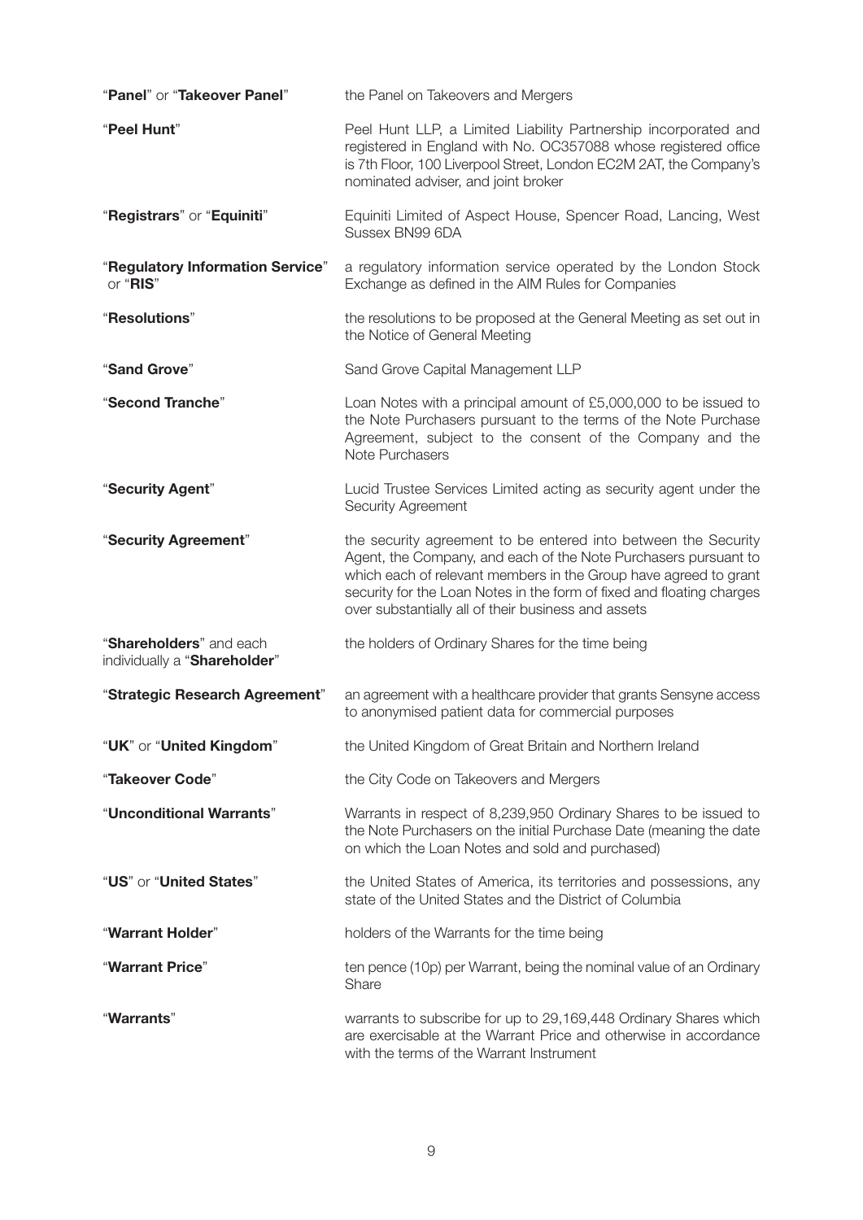| | |
|---|---|
| "**Panel**" or "**Takeover Panel**" | the Panel on Takeovers and Mergers |
| "**Peel Hunt**" | Peel Hunt LLP, a Limited Liability Partnership incorporated and registered in England with No. OC357088 whose registered office is 7th Floor, 100 Liverpool Street, London EC2M 2AT, the Company's nominated adviser, and joint broker |
| "**Registrars**" or "**Equiniti**" | Equiniti Limited of Aspect House, Spencer Road, Lancing, West Sussex BN99 6DA |
| "**Regulatory Information Service**" or "**RIS**" | a regulatory information service operated by the London Stock Exchange as defined in the AIM Rules for Companies |
| "**Resolutions**" | the resolutions to be proposed at the General Meeting as set out in the Notice of General Meeting |
| "**Sand Grove**" | Sand Grove Capital Management LLP |
| "**Second Tranche**" | Loan Notes with a principal amount of £5,000,000 to be issued to the Note Purchasers pursuant to the terms of the Note Purchase Agreement, subject to the consent of the Company and the Note Purchasers |
| "**Security Agent**" | Lucid Trustee Services Limited acting as security agent under the Security Agreement |
| "**Security Agreement**" | the security agreement to be entered into between the Security Agent, the Company, and each of the Note Purchasers pursuant to which each of relevant members in the Group have agreed to grant security for the Loan Notes in the form of fixed and floating charges over substantially all of their business and assets |
| "**Shareholders**" and each individually a "**Shareholder**" | the holders of Ordinary Shares for the time being |
| "**Strategic Research Agreement**" | an agreement with a healthcare provider that grants Sensyne access to anonymised patient data for commercial purposes |
| "**UK**" or "**United Kingdom**" | the United Kingdom of Great Britain and Northern Ireland |
| "**Takeover Code**" | the City Code on Takeovers and Mergers |
| "**Unconditional Warrants**" | Warrants in respect of 8,239,950 Ordinary Shares to be issued to the Note Purchasers on the initial Purchase Date (meaning the date on which the Loan Notes and sold and purchased) |
| "**US**" or "**United States**" | the United States of America, its territories and possessions, any state of the United States and the District of Columbia |
| "**Warrant Holder**" | holders of the Warrants for the time being |
| "**Warrant Price**" | ten pence (10p) per Warrant, being the nominal value of an Ordinary Share |
| "**Warrants**" | warrants to subscribe for up to 29,169,448 Ordinary Shares which are exercisable at the Warrant Price and otherwise in accordance with the terms of the Warrant Instrument |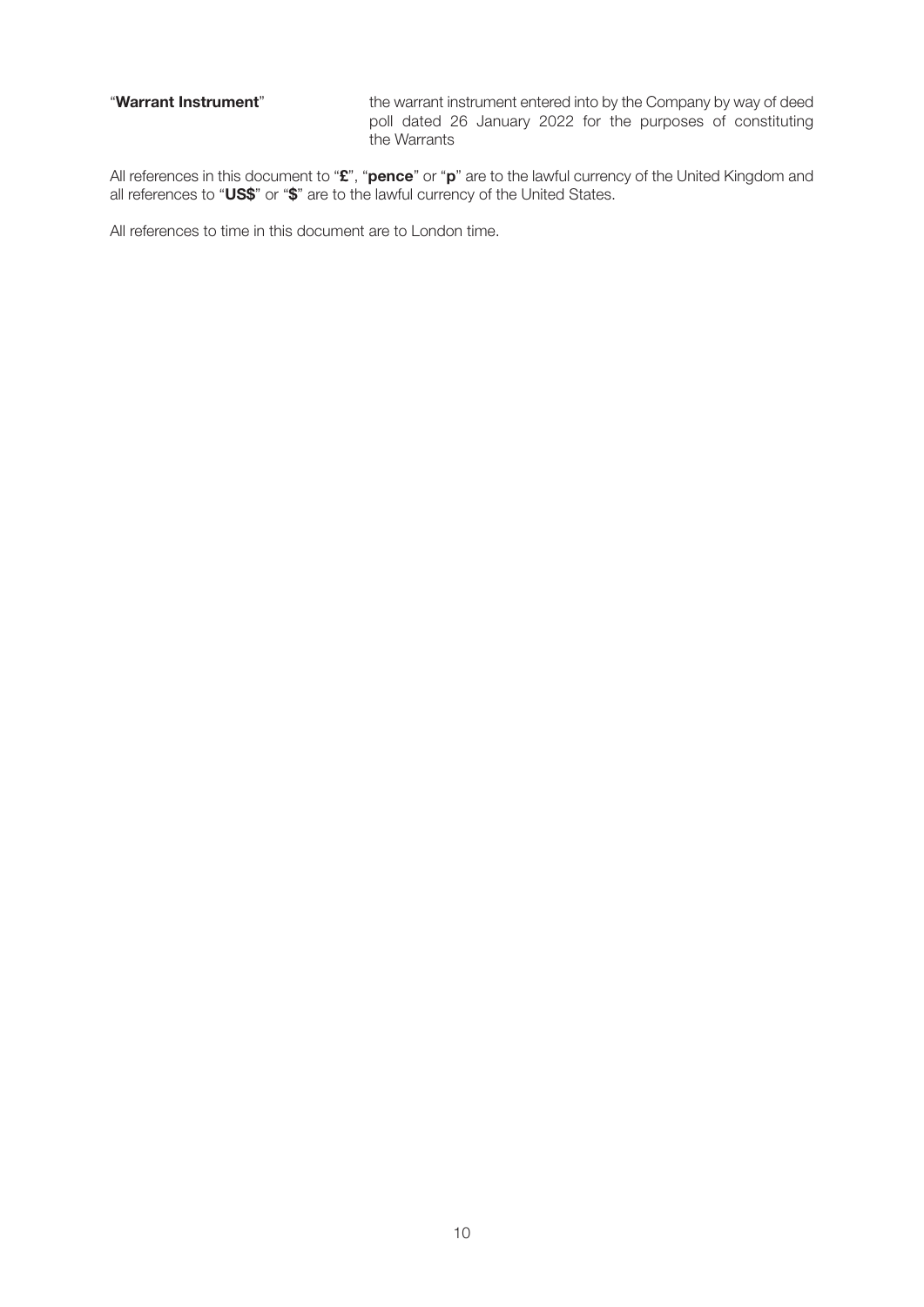| | |
|---|---|
| "**Warrant Instrument**" | the warrant instrument entered into by the Company by way of deed poll dated 26 January 2022 for the purposes of constituting the Warrants |

All references in this document to "**£**", "**pence**" or "**p**" are to the lawful currency of the United Kingdom and all references to "**US$**" or "**$**" are to the lawful currency of the United States.

All references to time in this document are to London time.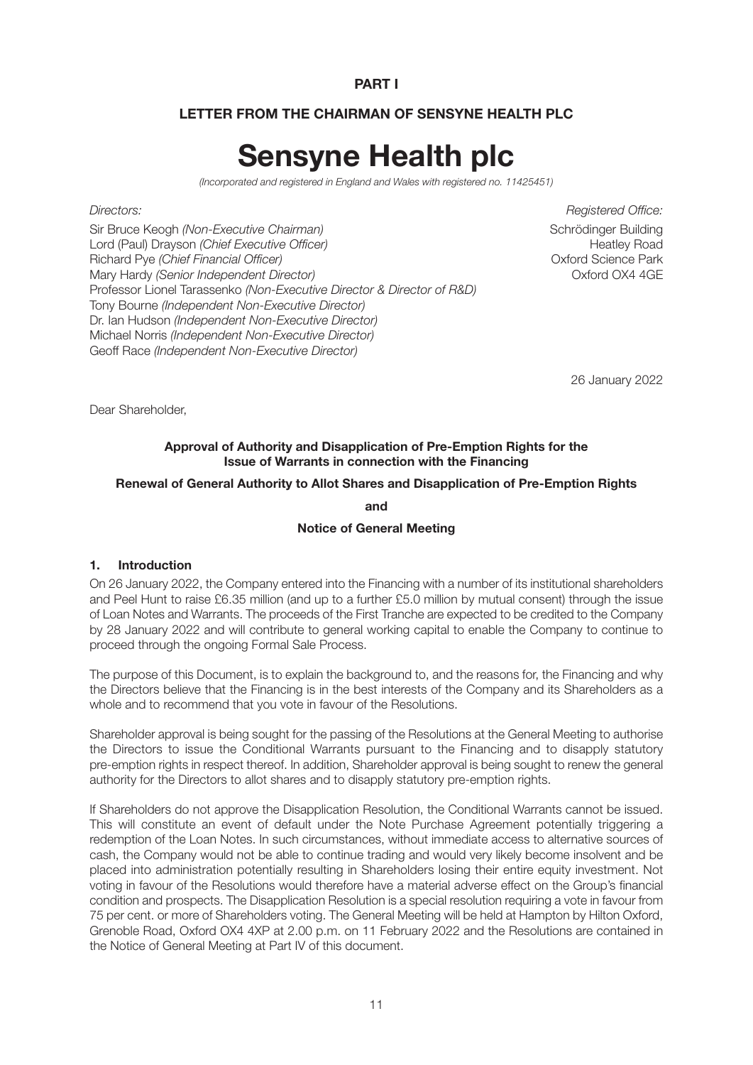**PART I**

**LETTER FROM THE CHAIRMAN OF SENSYNE HEALTH PLC**

# Sensyne Health plc

*(Incorporated and registered in England and Wales with registered no. 11425451)*

*Directors:*

Sir Bruce Keogh *(Non-Executive Chairman)*
Lord (Paul) Drayson *(Chief Executive Officer)*
Richard Pye *(Chief Financial Officer)*
Mary Hardy *(Senior Independent Director)*
Professor Lionel Tarassenko *(Non-Executive Director & Director of R&D)*
Tony Bourne *(Independent Non-Executive Director)*
Dr. Ian Hudson *(Independent Non-Executive Director)*
Michael Norris *(Independent Non-Executive Director)*
Geoff Race *(Independent Non-Executive Director)*

*Registered Office:*

Schrödinger Building
Heatley Road
Oxford Science Park
Oxford OX4 4GE

26 January 2022

Dear Shareholder,

**Approval of Authority and Disapplication of Pre-Emption Rights for the Issue of Warrants in connection with the Financing**

**Renewal of General Authority to Allot Shares and Disapplication of Pre-Emption Rights**

**and**

**Notice of General Meeting**

## 1. Introduction

On 26 January 2022, the Company entered into the Financing with a number of its institutional shareholders and Peel Hunt to raise £6.35 million (and up to a further £5.0 million by mutual consent) through the issue of Loan Notes and Warrants. The proceeds of the First Tranche are expected to be credited to the Company by 28 January 2022 and will contribute to general working capital to enable the Company to continue to proceed through the ongoing Formal Sale Process.

The purpose of this Document, is to explain the background to, and the reasons for, the Financing and why the Directors believe that the Financing is in the best interests of the Company and its Shareholders as a whole and to recommend that you vote in favour of the Resolutions.

Shareholder approval is being sought for the passing of the Resolutions at the General Meeting to authorise the Directors to issue the Conditional Warrants pursuant to the Financing and to disapply statutory pre-emption rights in respect thereof. In addition, Shareholder approval is being sought to renew the general authority for the Directors to allot shares and to disapply statutory pre-emption rights.

If Shareholders do not approve the Disapplication Resolution, the Conditional Warrants cannot be issued. This will constitute an event of default under the Note Purchase Agreement potentially triggering a redemption of the Loan Notes. In such circumstances, without immediate access to alternative sources of cash, the Company would not be able to continue trading and would very likely become insolvent and be placed into administration potentially resulting in Shareholders losing their entire equity investment. Not voting in favour of the Resolutions would therefore have a material adverse effect on the Group's financial condition and prospects. The Disapplication Resolution is a special resolution requiring a vote in favour from 75 per cent. or more of Shareholders voting. The General Meeting will be held at Hampton by Hilton Oxford, Grenoble Road, Oxford OX4 4XP at 2.00 p.m. on 11 February 2022 and the Resolutions are contained in the Notice of General Meeting at Part IV of this document.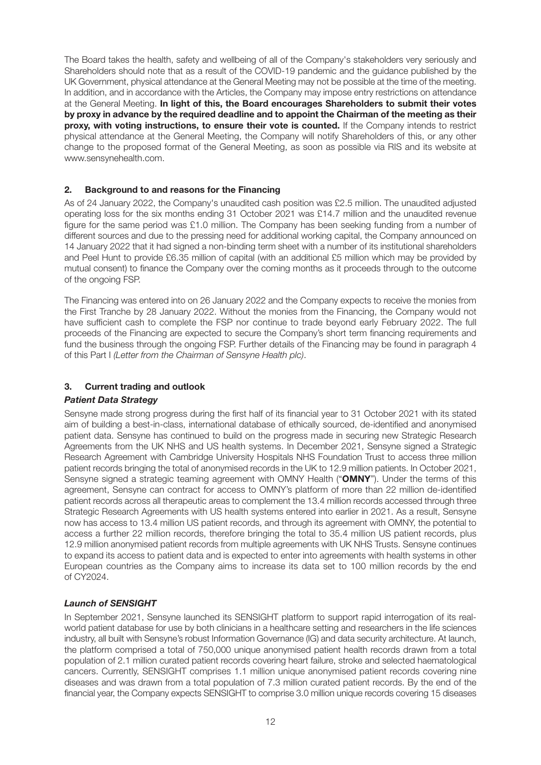The Board takes the health, safety and wellbeing of all of the Company's stakeholders very seriously and Shareholders should note that as a result of the COVID-19 pandemic and the guidance published by the UK Government, physical attendance at the General Meeting may not be possible at the time of the meeting. In addition, and in accordance with the Articles, the Company may impose entry restrictions on attendance at the General Meeting. **In light of this, the Board encourages Shareholders to submit their votes by proxy in advance by the required deadline and to appoint the Chairman of the meeting as their proxy, with voting instructions, to ensure their vote is counted.** If the Company intends to restrict physical attendance at the General Meeting, the Company will notify Shareholders of this, or any other change to the proposed format of the General Meeting, as soon as possible via RIS and its website at www.sensynehealth.com.

## 2. Background to and reasons for the Financing

As of 24 January 2022, the Company's unaudited cash position was £2.5 million. The unaudited adjusted operating loss for the six months ending 31 October 2021 was £14.7 million and the unaudited revenue figure for the same period was £1.0 million. The Company has been seeking funding from a number of different sources and due to the pressing need for additional working capital, the Company announced on 14 January 2022 that it had signed a non-binding term sheet with a number of its institutional shareholders and Peel Hunt to provide £6.35 million of capital (with an additional £5 million which may be provided by mutual consent) to finance the Company over the coming months as it proceeds through to the outcome of the ongoing FSP.

The Financing was entered into on 26 January 2022 and the Company expects to receive the monies from the First Tranche by 28 January 2022. Without the monies from the Financing, the Company would not have sufficient cash to complete the FSP nor continue to trade beyond early February 2022. The full proceeds of the Financing are expected to secure the Company's short term financing requirements and fund the business through the ongoing FSP. Further details of the Financing may be found in paragraph 4 of this Part I *(Letter from the Chairman of Sensyne Health plc)*.

## 3. Current trading and outlook

### *Patient Data Strategy*

Sensyne made strong progress during the first half of its financial year to 31 October 2021 with its stated aim of building a best-in-class, international database of ethically sourced, de-identified and anonymised patient data. Sensyne has continued to build on the progress made in securing new Strategic Research Agreements from the UK NHS and US health systems. In December 2021, Sensyne signed a Strategic Research Agreement with Cambridge University Hospitals NHS Foundation Trust to access three million patient records bringing the total of anonymised records in the UK to 12.9 million patients. In October 2021, Sensyne signed a strategic teaming agreement with OMNY Health ("**OMNY**"). Under the terms of this agreement, Sensyne can contract for access to OMNY's platform of more than 22 million de-identified patient records across all therapeutic areas to complement the 13.4 million records accessed through three Strategic Research Agreements with US health systems entered into earlier in 2021. As a result, Sensyne now has access to 13.4 million US patient records, and through its agreement with OMNY, the potential to access a further 22 million records, therefore bringing the total to 35.4 million US patient records, plus 12.9 million anonymised patient records from multiple agreements with UK NHS Trusts. Sensyne continues to expand its access to patient data and is expected to enter into agreements with health systems in other European countries as the Company aims to increase its data set to 100 million records by the end of CY2024.

### *Launch of SENSIGHT*

In September 2021, Sensyne launched its SENSIGHT platform to support rapid interrogation of its real-world patient database for use by both clinicians in a healthcare setting and researchers in the life sciences industry, all built with Sensyne's robust Information Governance (IG) and data security architecture. At launch, the platform comprised a total of 750,000 unique anonymised patient health records drawn from a total population of 2.1 million curated patient records covering heart failure, stroke and selected haematological cancers. Currently, SENSIGHT comprises 1.1 million unique anonymised patient records covering nine diseases and was drawn from a total population of 7.3 million curated patient records. By the end of the financial year, the Company expects SENSIGHT to comprise 3.0 million unique records covering 15 diseases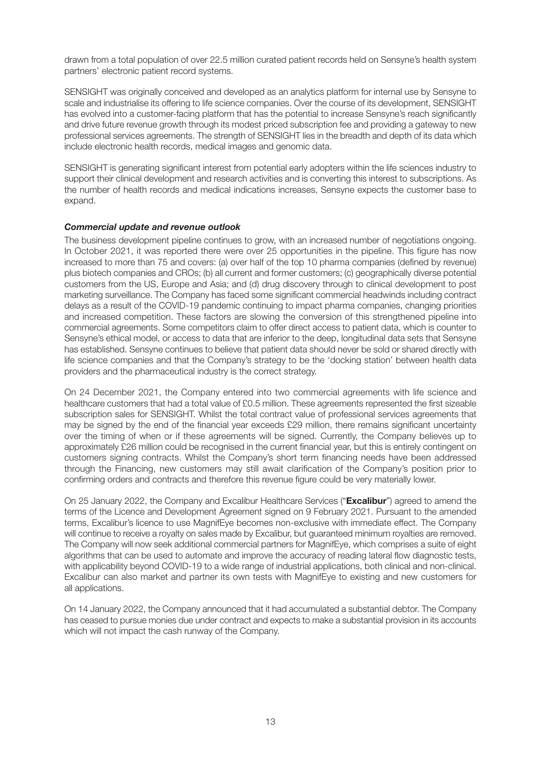drawn from a total population of over 22.5 million curated patient records held on Sensyne's health system partners' electronic patient record systems.

SENSIGHT was originally conceived and developed as an analytics platform for internal use by Sensyne to scale and industrialise its offering to life science companies. Over the course of its development, SENSIGHT has evolved into a customer-facing platform that has the potential to increase Sensyne's reach significantly and drive future revenue growth through its modest priced subscription fee and providing a gateway to new professional services agreements. The strength of SENSIGHT lies in the breadth and depth of its data which include electronic health records, medical images and genomic data.

SENSIGHT is generating significant interest from potential early adopters within the life sciences industry to support their clinical development and research activities and is converting this interest to subscriptions. As the number of health records and medical indications increases, Sensyne expects the customer base to expand.

***Commercial update and revenue outlook***

The business development pipeline continues to grow, with an increased number of negotiations ongoing. In October 2021, it was reported there were over 25 opportunities in the pipeline. This figure has now increased to more than 75 and covers: (a) over half of the top 10 pharma companies (defined by revenue) plus biotech companies and CROs; (b) all current and former customers; (c) geographically diverse potential customers from the US, Europe and Asia; and (d) drug discovery through to clinical development to post marketing surveillance. The Company has faced some significant commercial headwinds including contract delays as a result of the COVID-19 pandemic continuing to impact pharma companies, changing priorities and increased competition. These factors are slowing the conversion of this strengthened pipeline into commercial agreements. Some competitors claim to offer direct access to patient data, which is counter to Sensyne's ethical model, or access to data that are inferior to the deep, longitudinal data sets that Sensyne has established. Sensyne continues to believe that patient data should never be sold or shared directly with life science companies and that the Company's strategy to be the 'docking station' between health data providers and the pharmaceutical industry is the correct strategy.

On 24 December 2021, the Company entered into two commercial agreements with life science and healthcare customers that had a total value of £0.5 million. These agreements represented the first sizeable subscription sales for SENSIGHT. Whilst the total contract value of professional services agreements that may be signed by the end of the financial year exceeds £29 million, there remains significant uncertainty over the timing of when or if these agreements will be signed. Currently, the Company believes up to approximately £26 million could be recognised in the current financial year, but this is entirely contingent on customers signing contracts. Whilst the Company's short term financing needs have been addressed through the Financing, new customers may still await clarification of the Company's position prior to confirming orders and contracts and therefore this revenue figure could be very materially lower.

On 25 January 2022, the Company and Excalibur Healthcare Services ("**Excalibur**") agreed to amend the terms of the Licence and Development Agreement signed on 9 February 2021. Pursuant to the amended terms, Excalibur's licence to use MagnifEye becomes non-exclusive with immediate effect. The Company will continue to receive a royalty on sales made by Excalibur, but guaranteed minimum royalties are removed. The Company will now seek additional commercial partners for MagnifEye, which comprises a suite of eight algorithms that can be used to automate and improve the accuracy of reading lateral flow diagnostic tests, with applicability beyond COVID-19 to a wide range of industrial applications, both clinical and non-clinical. Excalibur can also market and partner its own tests with MagnifEye to existing and new customers for all applications.

On 14 January 2022, the Company announced that it had accumulated a substantial debtor. The Company has ceased to pursue monies due under contract and expects to make a substantial provision in its accounts which will not impact the cash runway of the Company.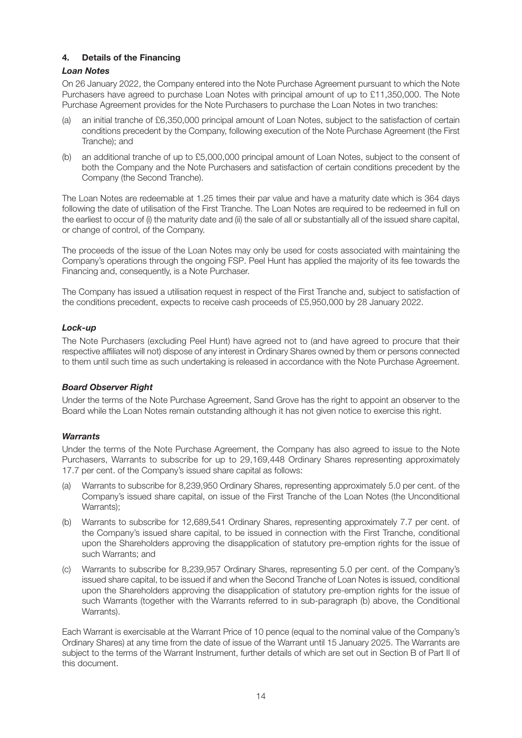## 4. Details of the Financing

### *Loan Notes*

On 26 January 2022, the Company entered into the Note Purchase Agreement pursuant to which the Note Purchasers have agreed to purchase Loan Notes with principal amount of up to £11,350,000. The Note Purchase Agreement provides for the Note Purchasers to purchase the Loan Notes in two tranches:

(a) an initial tranche of £6,350,000 principal amount of Loan Notes, subject to the satisfaction of certain conditions precedent by the Company, following execution of the Note Purchase Agreement (the First Tranche); and

(b) an additional tranche of up to £5,000,000 principal amount of Loan Notes, subject to the consent of both the Company and the Note Purchasers and satisfaction of certain conditions precedent by the Company (the Second Tranche).

The Loan Notes are redeemable at 1.25 times their par value and have a maturity date which is 364 days following the date of utilisation of the First Tranche. The Loan Notes are required to be redeemed in full on the earliest to occur of (i) the maturity date and (ii) the sale of all or substantially all of the issued share capital, or change of control, of the Company.

The proceeds of the issue of the Loan Notes may only be used for costs associated with maintaining the Company's operations through the ongoing FSP. Peel Hunt has applied the majority of its fee towards the Financing and, consequently, is a Note Purchaser.

The Company has issued a utilisation request in respect of the First Tranche and, subject to satisfaction of the conditions precedent, expects to receive cash proceeds of £5,950,000 by 28 January 2022.

### *Lock-up*

The Note Purchasers (excluding Peel Hunt) have agreed not to (and have agreed to procure that their respective affiliates will not) dispose of any interest in Ordinary Shares owned by them or persons connected to them until such time as such undertaking is released in accordance with the Note Purchase Agreement.

### *Board Observer Right*

Under the terms of the Note Purchase Agreement, Sand Grove has the right to appoint an observer to the Board while the Loan Notes remain outstanding although it has not given notice to exercise this right.

### *Warrants*

Under the terms of the Note Purchase Agreement, the Company has also agreed to issue to the Note Purchasers, Warrants to subscribe for up to 29,169,448 Ordinary Shares representing approximately 17.7 per cent. of the Company's issued share capital as follows:

(a) Warrants to subscribe for 8,239,950 Ordinary Shares, representing approximately 5.0 per cent. of the Company's issued share capital, on issue of the First Tranche of the Loan Notes (the Unconditional Warrants);

(b) Warrants to subscribe for 12,689,541 Ordinary Shares, representing approximately 7.7 per cent. of the Company's issued share capital, to be issued in connection with the First Tranche, conditional upon the Shareholders approving the disapplication of statutory pre-emption rights for the issue of such Warrants; and

(c) Warrants to subscribe for 8,239,957 Ordinary Shares, representing 5.0 per cent. of the Company's issued share capital, to be issued if and when the Second Tranche of Loan Notes is issued, conditional upon the Shareholders approving the disapplication of statutory pre-emption rights for the issue of such Warrants (together with the Warrants referred to in sub-paragraph (b) above, the Conditional Warrants).

Each Warrant is exercisable at the Warrant Price of 10 pence (equal to the nominal value of the Company's Ordinary Shares) at any time from the date of issue of the Warrant until 15 January 2025. The Warrants are subject to the terms of the Warrant Instrument, further details of which are set out in Section B of Part II of this document.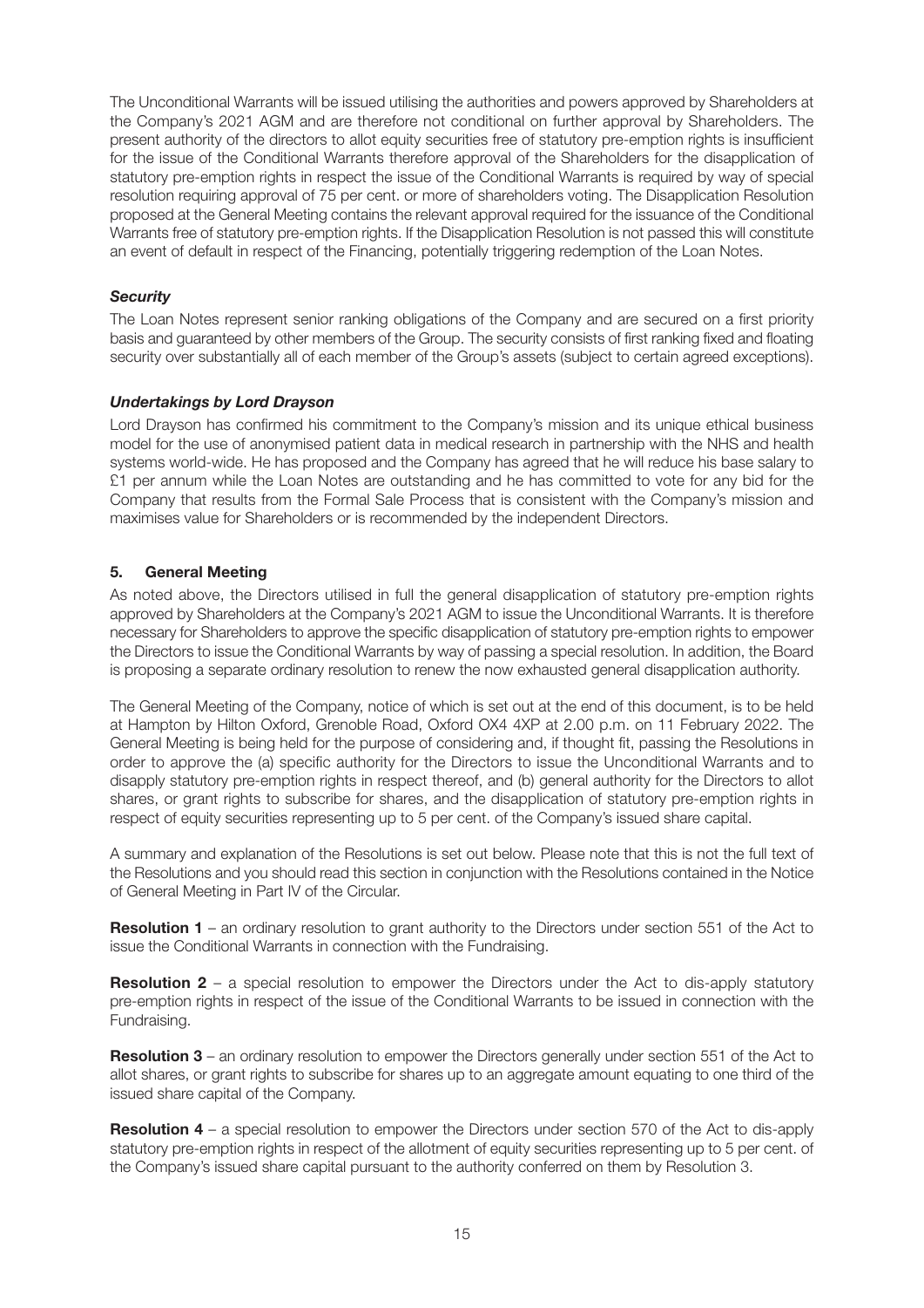The Unconditional Warrants will be issued utilising the authorities and powers approved by Shareholders at the Company's 2021 AGM and are therefore not conditional on further approval by Shareholders. The present authority of the directors to allot equity securities free of statutory pre-emption rights is insufficient for the issue of the Conditional Warrants therefore approval of the Shareholders for the disapplication of statutory pre-emption rights in respect the issue of the Conditional Warrants is required by way of special resolution requiring approval of 75 per cent. or more of shareholders voting. The Disapplication Resolution proposed at the General Meeting contains the relevant approval required for the issuance of the Conditional Warrants free of statutory pre-emption rights. If the Disapplication Resolution is not passed this will constitute an event of default in respect of the Financing, potentially triggering redemption of the Loan Notes.

***Security***

The Loan Notes represent senior ranking obligations of the Company and are secured on a first priority basis and guaranteed by other members of the Group. The security consists of first ranking fixed and floating security over substantially all of each member of the Group's assets (subject to certain agreed exceptions).

***Undertakings by Lord Drayson***

Lord Drayson has confirmed his commitment to the Company's mission and its unique ethical business model for the use of anonymised patient data in medical research in partnership with the NHS and health systems world-wide. He has proposed and the Company has agreed that he will reduce his base salary to £1 per annum while the Loan Notes are outstanding and he has committed to vote for any bid for the Company that results from the Formal Sale Process that is consistent with the Company's mission and maximises value for Shareholders or is recommended by the independent Directors.

## 5. General Meeting

As noted above, the Directors utilised in full the general disapplication of statutory pre-emption rights approved by Shareholders at the Company's 2021 AGM to issue the Unconditional Warrants. It is therefore necessary for Shareholders to approve the specific disapplication of statutory pre-emption rights to empower the Directors to issue the Conditional Warrants by way of passing a special resolution. In addition, the Board is proposing a separate ordinary resolution to renew the now exhausted general disapplication authority.

The General Meeting of the Company, notice of which is set out at the end of this document, is to be held at Hampton by Hilton Oxford, Grenoble Road, Oxford OX4 4XP at 2.00 p.m. on 11 February 2022. The General Meeting is being held for the purpose of considering and, if thought fit, passing the Resolutions in order to approve the (a) specific authority for the Directors to issue the Unconditional Warrants and to disapply statutory pre-emption rights in respect thereof, and (b) general authority for the Directors to allot shares, or grant rights to subscribe for shares, and the disapplication of statutory pre-emption rights in respect of equity securities representing up to 5 per cent. of the Company's issued share capital.

A summary and explanation of the Resolutions is set out below. Please note that this is not the full text of the Resolutions and you should read this section in conjunction with the Resolutions contained in the Notice of General Meeting in Part IV of the Circular.

**Resolution 1** – an ordinary resolution to grant authority to the Directors under section 551 of the Act to issue the Conditional Warrants in connection with the Fundraising.

**Resolution 2** – a special resolution to empower the Directors under the Act to dis-apply statutory pre-emption rights in respect of the issue of the Conditional Warrants to be issued in connection with the Fundraising.

**Resolution 3** – an ordinary resolution to empower the Directors generally under section 551 of the Act to allot shares, or grant rights to subscribe for shares up to an aggregate amount equating to one third of the issued share capital of the Company.

**Resolution 4** – a special resolution to empower the Directors under section 570 of the Act to dis-apply statutory pre-emption rights in respect of the allotment of equity securities representing up to 5 per cent. of the Company's issued share capital pursuant to the authority conferred on them by Resolution 3.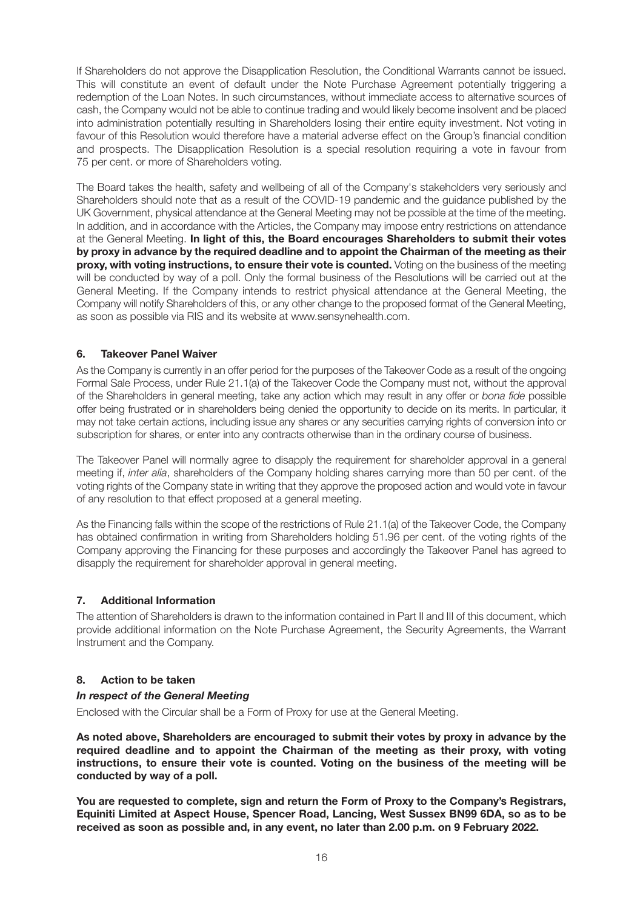If Shareholders do not approve the Disapplication Resolution, the Conditional Warrants cannot be issued. This will constitute an event of default under the Note Purchase Agreement potentially triggering a redemption of the Loan Notes. In such circumstances, without immediate access to alternative sources of cash, the Company would not be able to continue trading and would likely become insolvent and be placed into administration potentially resulting in Shareholders losing their entire equity investment. Not voting in favour of this Resolution would therefore have a material adverse effect on the Group's financial condition and prospects. The Disapplication Resolution is a special resolution requiring a vote in favour from 75 per cent. or more of Shareholders voting.

The Board takes the health, safety and wellbeing of all of the Company's stakeholders very seriously and Shareholders should note that as a result of the COVID-19 pandemic and the guidance published by the UK Government, physical attendance at the General Meeting may not be possible at the time of the meeting. In addition, and in accordance with the Articles, the Company may impose entry restrictions on attendance at the General Meeting. **In light of this, the Board encourages Shareholders to submit their votes by proxy in advance by the required deadline and to appoint the Chairman of the meeting as their proxy, with voting instructions, to ensure their vote is counted.** Voting on the business of the meeting will be conducted by way of a poll. Only the formal business of the Resolutions will be carried out at the General Meeting. If the Company intends to restrict physical attendance at the General Meeting, the Company will notify Shareholders of this, or any other change to the proposed format of the General Meeting, as soon as possible via RIS and its website at www.sensynehealth.com.

## 6. Takeover Panel Waiver

As the Company is currently in an offer period for the purposes of the Takeover Code as a result of the ongoing Formal Sale Process, under Rule 21.1(a) of the Takeover Code the Company must not, without the approval of the Shareholders in general meeting, take any action which may result in any offer or *bona fide* possible offer being frustrated or in shareholders being denied the opportunity to decide on its merits. In particular, it may not take certain actions, including issue any shares or any securities carrying rights of conversion into or subscription for shares, or enter into any contracts otherwise than in the ordinary course of business.

The Takeover Panel will normally agree to disapply the requirement for shareholder approval in a general meeting if, *inter alia*, shareholders of the Company holding shares carrying more than 50 per cent. of the voting rights of the Company state in writing that they approve the proposed action and would vote in favour of any resolution to that effect proposed at a general meeting.

As the Financing falls within the scope of the restrictions of Rule 21.1(a) of the Takeover Code, the Company has obtained confirmation in writing from Shareholders holding 51.96 per cent. of the voting rights of the Company approving the Financing for these purposes and accordingly the Takeover Panel has agreed to disapply the requirement for shareholder approval in general meeting.

## 7. Additional Information

The attention of Shareholders is drawn to the information contained in Part II and III of this document, which provide additional information on the Note Purchase Agreement, the Security Agreements, the Warrant Instrument and the Company.

## 8. Action to be taken

### *In respect of the General Meeting*

Enclosed with the Circular shall be a Form of Proxy for use at the General Meeting.

**As noted above, Shareholders are encouraged to submit their votes by proxy in advance by the required deadline and to appoint the Chairman of the meeting as their proxy, with voting instructions, to ensure their vote is counted. Voting on the business of the meeting will be conducted by way of a poll.**

**You are requested to complete, sign and return the Form of Proxy to the Company's Registrars, Equiniti Limited at Aspect House, Spencer Road, Lancing, West Sussex BN99 6DA, so as to be received as soon as possible and, in any event, no later than 2.00 p.m. on 9 February 2022.**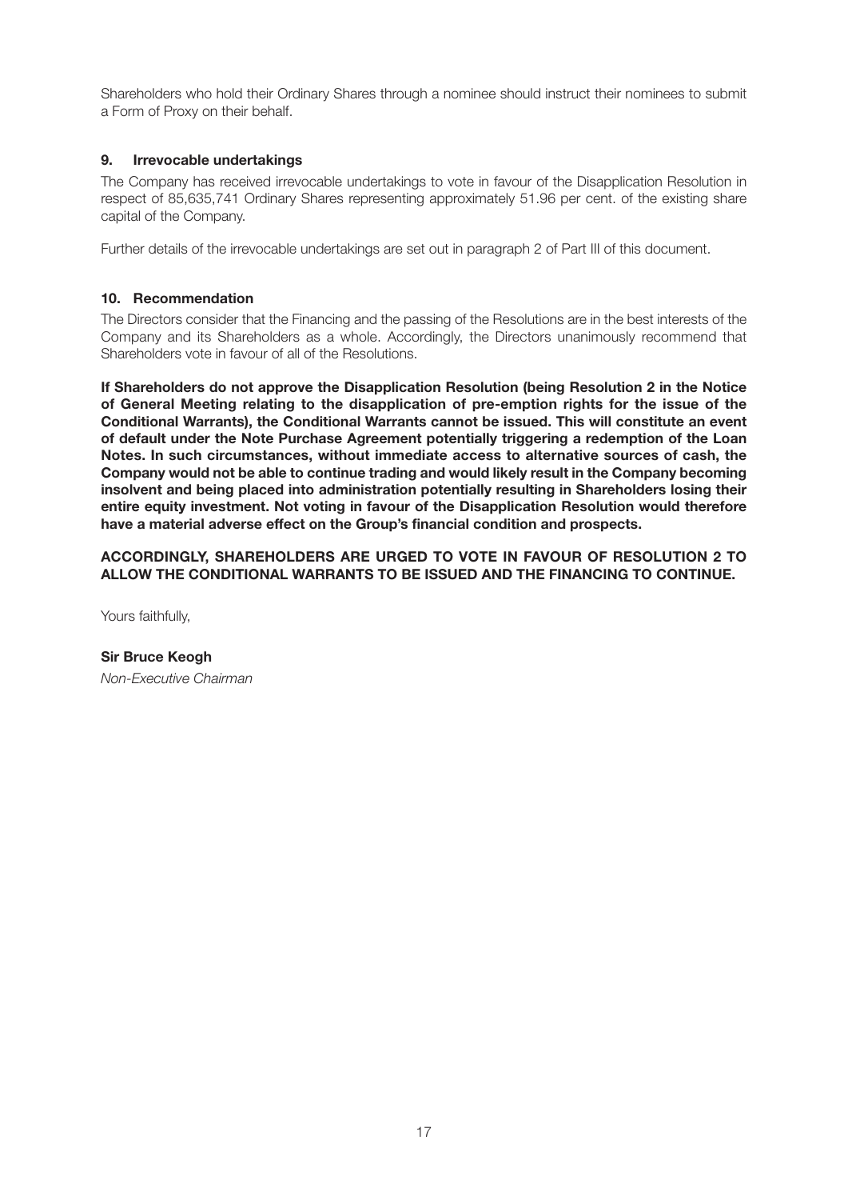Shareholders who hold their Ordinary Shares through a nominee should instruct their nominees to submit a Form of Proxy on their behalf.

## 9. Irrevocable undertakings

The Company has received irrevocable undertakings to vote in favour of the Disapplication Resolution in respect of 85,635,741 Ordinary Shares representing approximately 51.96 per cent. of the existing share capital of the Company.

Further details of the irrevocable undertakings are set out in paragraph 2 of Part III of this document.

## 10. Recommendation

The Directors consider that the Financing and the passing of the Resolutions are in the best interests of the Company and its Shareholders as a whole. Accordingly, the Directors unanimously recommend that Shareholders vote in favour of all of the Resolutions.

**If Shareholders do not approve the Disapplication Resolution (being Resolution 2 in the Notice of General Meeting relating to the disapplication of pre-emption rights for the issue of the Conditional Warrants), the Conditional Warrants cannot be issued. This will constitute an event of default under the Note Purchase Agreement potentially triggering a redemption of the Loan Notes. In such circumstances, without immediate access to alternative sources of cash, the Company would not be able to continue trading and would likely result in the Company becoming insolvent and being placed into administration potentially resulting in Shareholders losing their entire equity investment. Not voting in favour of the Disapplication Resolution would therefore have a material adverse effect on the Group's financial condition and prospects.**

**ACCORDINGLY, SHAREHOLDERS ARE URGED TO VOTE IN FAVOUR OF RESOLUTION 2 TO ALLOW THE CONDITIONAL WARRANTS TO BE ISSUED AND THE FINANCING TO CONTINUE.**

Yours faithfully,

**Sir Bruce Keogh**

*Non-Executive Chairman*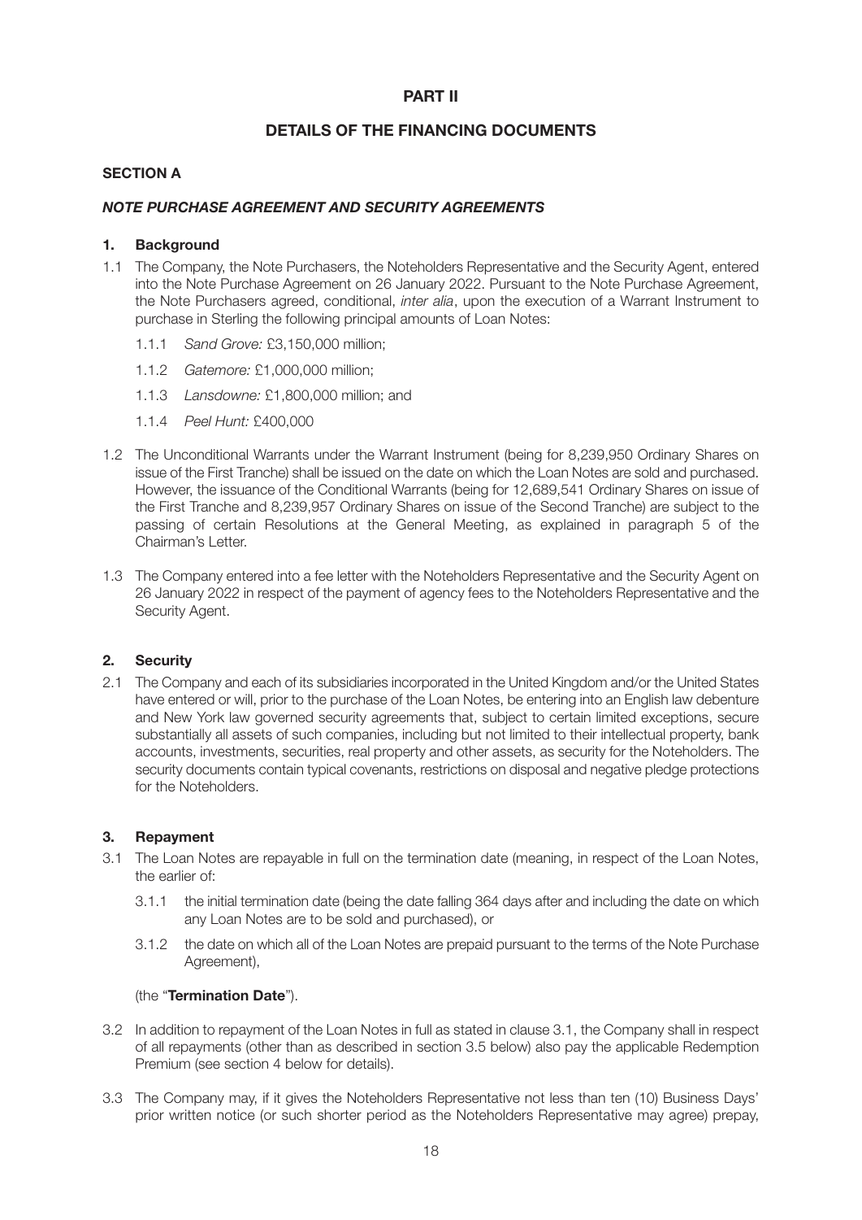# PART II

## DETAILS OF THE FINANCING DOCUMENTS

### SECTION A

### *NOTE PURCHASE AGREEMENT AND SECURITY AGREEMENTS*

**1. Background**

1.1 The Company, the Note Purchasers, the Noteholders Representative and the Security Agent, entered into the Note Purchase Agreement on 26 January 2022. Pursuant to the Note Purchase Agreement, the Note Purchasers agreed, conditional, *inter alia*, upon the execution of a Warrant Instrument to purchase in Sterling the following principal amounts of Loan Notes:

1.1.1 *Sand Grove:* £3,150,000 million;

1.1.2 *Gatemore:* £1,000,000 million;

1.1.3 *Lansdowne:* £1,800,000 million; and

1.1.4 *Peel Hunt:* £400,000

1.2 The Unconditional Warrants under the Warrant Instrument (being for 8,239,950 Ordinary Shares on issue of the First Tranche) shall be issued on the date on which the Loan Notes are sold and purchased. However, the issuance of the Conditional Warrants (being for 12,689,541 Ordinary Shares on issue of the First Tranche and 8,239,957 Ordinary Shares on issue of the Second Tranche) are subject to the passing of certain Resolutions at the General Meeting, as explained in paragraph 5 of the Chairman's Letter.

1.3 The Company entered into a fee letter with the Noteholders Representative and the Security Agent on 26 January 2022 in respect of the payment of agency fees to the Noteholders Representative and the Security Agent.

**2. Security**

2.1 The Company and each of its subsidiaries incorporated in the United Kingdom and/or the United States have entered or will, prior to the purchase of the Loan Notes, be entering into an English law debenture and New York law governed security agreements that, subject to certain limited exceptions, secure substantially all assets of such companies, including but not limited to their intellectual property, bank accounts, investments, securities, real property and other assets, as security for the Noteholders. The security documents contain typical covenants, restrictions on disposal and negative pledge protections for the Noteholders.

**3. Repayment**

3.1 The Loan Notes are repayable in full on the termination date (meaning, in respect of the Loan Notes, the earlier of:

3.1.1 the initial termination date (being the date falling 364 days after and including the date on which any Loan Notes are to be sold and purchased), or

3.1.2 the date on which all of the Loan Notes are prepaid pursuant to the terms of the Note Purchase Agreement),

(the "**Termination Date**").

3.2 In addition to repayment of the Loan Notes in full as stated in clause 3.1, the Company shall in respect of all repayments (other than as described in section 3.5 below) also pay the applicable Redemption Premium (see section 4 below for details).

3.3 The Company may, if it gives the Noteholders Representative not less than ten (10) Business Days' prior written notice (or such shorter period as the Noteholders Representative may agree) prepay,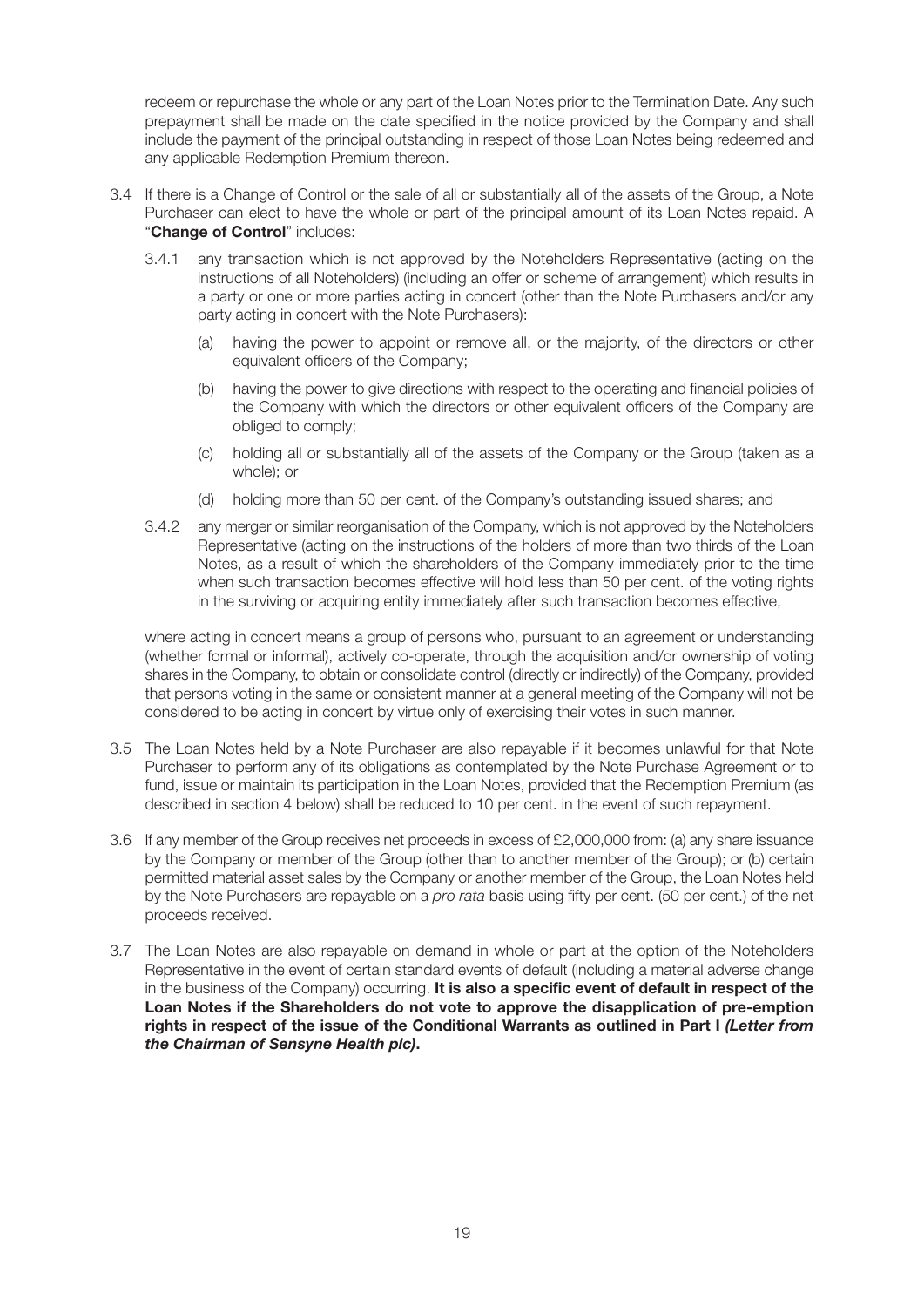redeem or repurchase the whole or any part of the Loan Notes prior to the Termination Date. Any such prepayment shall be made on the date specified in the notice provided by the Company and shall include the payment of the principal outstanding in respect of those Loan Notes being redeemed and any applicable Redemption Premium thereon.

3.4 If there is a Change of Control or the sale of all or substantially all of the assets of the Group, a Note Purchaser can elect to have the whole or part of the principal amount of its Loan Notes repaid. A "**Change of Control**" includes:

  3.4.1 any transaction which is not approved by the Noteholders Representative (acting on the instructions of all Noteholders) (including an offer or scheme of arrangement) which results in a party or one or more parties acting in concert (other than the Note Purchasers and/or any party acting in concert with the Note Purchasers):

    (a) having the power to appoint or remove all, or the majority, of the directors or other equivalent officers of the Company;

    (b) having the power to give directions with respect to the operating and financial policies of the Company with which the directors or other equivalent officers of the Company are obliged to comply;

    (c) holding all or substantially all of the assets of the Company or the Group (taken as a whole); or

    (d) holding more than 50 per cent. of the Company's outstanding issued shares; and

  3.4.2 any merger or similar reorganisation of the Company, which is not approved by the Noteholders Representative (acting on the instructions of the holders of more than two thirds of the Loan Notes, as a result of which the shareholders of the Company immediately prior to the time when such transaction becomes effective will hold less than 50 per cent. of the voting rights in the surviving or acquiring entity immediately after such transaction becomes effective,

where acting in concert means a group of persons who, pursuant to an agreement or understanding (whether formal or informal), actively co-operate, through the acquisition and/or ownership of voting shares in the Company, to obtain or consolidate control (directly or indirectly) of the Company, provided that persons voting in the same or consistent manner at a general meeting of the Company will not be considered to be acting in concert by virtue only of exercising their votes in such manner.

3.5 The Loan Notes held by a Note Purchaser are also repayable if it becomes unlawful for that Note Purchaser to perform any of its obligations as contemplated by the Note Purchase Agreement or to fund, issue or maintain its participation in the Loan Notes, provided that the Redemption Premium (as described in section 4 below) shall be reduced to 10 per cent. in the event of such repayment.

3.6 If any member of the Group receives net proceeds in excess of £2,000,000 from: (a) any share issuance by the Company or member of the Group (other than to another member of the Group); or (b) certain permitted material asset sales by the Company or another member of the Group, the Loan Notes held by the Note Purchasers are repayable on a *pro rata* basis using fifty per cent. (50 per cent.) of the net proceeds received.

3.7 The Loan Notes are also repayable on demand in whole or part at the option of the Noteholders Representative in the event of certain standard events of default (including a material adverse change in the business of the Company) occurring. **It is also a specific event of default in respect of the Loan Notes if the Shareholders do not vote to approve the disapplication of pre-emption rights in respect of the issue of the Conditional Warrants as outlined in Part I *(Letter from the Chairman of Sensyne Health plc)*.**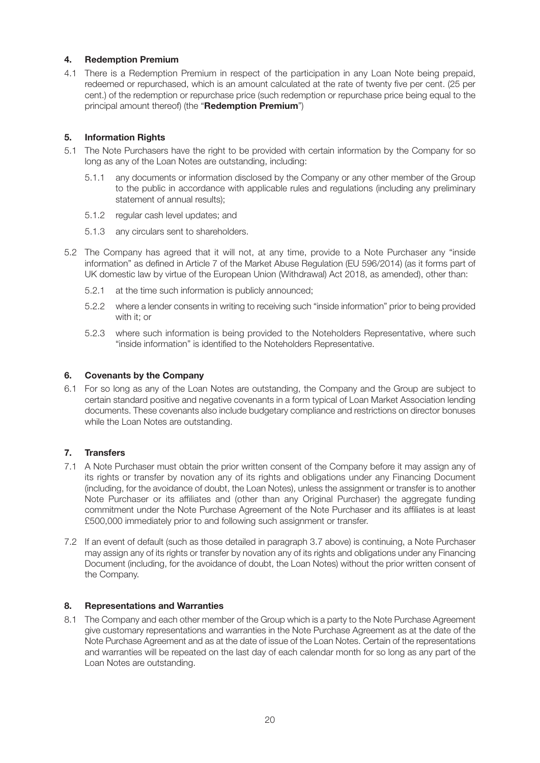## 4. Redemption Premium

4.1 There is a Redemption Premium in respect of the participation in any Loan Note being prepaid, redeemed or repurchased, which is an amount calculated at the rate of twenty five per cent. (25 per cent.) of the redemption or repurchase price (such redemption or repurchase price being equal to the principal amount thereof) (the "**Redemption Premium**")

## 5. Information Rights

5.1 The Note Purchasers have the right to be provided with certain information by the Company for so long as any of the Loan Notes are outstanding, including:

5.1.1 any documents or information disclosed by the Company or any other member of the Group to the public in accordance with applicable rules and regulations (including any preliminary statement of annual results);

5.1.2 regular cash level updates; and

5.1.3 any circulars sent to shareholders.

5.2 The Company has agreed that it will not, at any time, provide to a Note Purchaser any "inside information" as defined in Article 7 of the Market Abuse Regulation (EU 596/2014) (as it forms part of UK domestic law by virtue of the European Union (Withdrawal) Act 2018, as amended), other than:

5.2.1 at the time such information is publicly announced;

5.2.2 where a lender consents in writing to receiving such "inside information" prior to being provided with it; or

5.2.3 where such information is being provided to the Noteholders Representative, where such "inside information" is identified to the Noteholders Representative.

## 6. Covenants by the Company

6.1 For so long as any of the Loan Notes are outstanding, the Company and the Group are subject to certain standard positive and negative covenants in a form typical of Loan Market Association lending documents. These covenants also include budgetary compliance and restrictions on director bonuses while the Loan Notes are outstanding.

## 7. Transfers

7.1 A Note Purchaser must obtain the prior written consent of the Company before it may assign any of its rights or transfer by novation any of its rights and obligations under any Financing Document (including, for the avoidance of doubt, the Loan Notes), unless the assignment or transfer is to another Note Purchaser or its affiliates and (other than any Original Purchaser) the aggregate funding commitment under the Note Purchase Agreement of the Note Purchaser and its affiliates is at least £500,000 immediately prior to and following such assignment or transfer.

7.2 If an event of default (such as those detailed in paragraph 3.7 above) is continuing, a Note Purchaser may assign any of its rights or transfer by novation any of its rights and obligations under any Financing Document (including, for the avoidance of doubt, the Loan Notes) without the prior written consent of the Company.

## 8. Representations and Warranties

8.1 The Company and each other member of the Group which is a party to the Note Purchase Agreement give customary representations and warranties in the Note Purchase Agreement as at the date of the Note Purchase Agreement and as at the date of issue of the Loan Notes. Certain of the representations and warranties will be repeated on the last day of each calendar month for so long as any part of the Loan Notes are outstanding.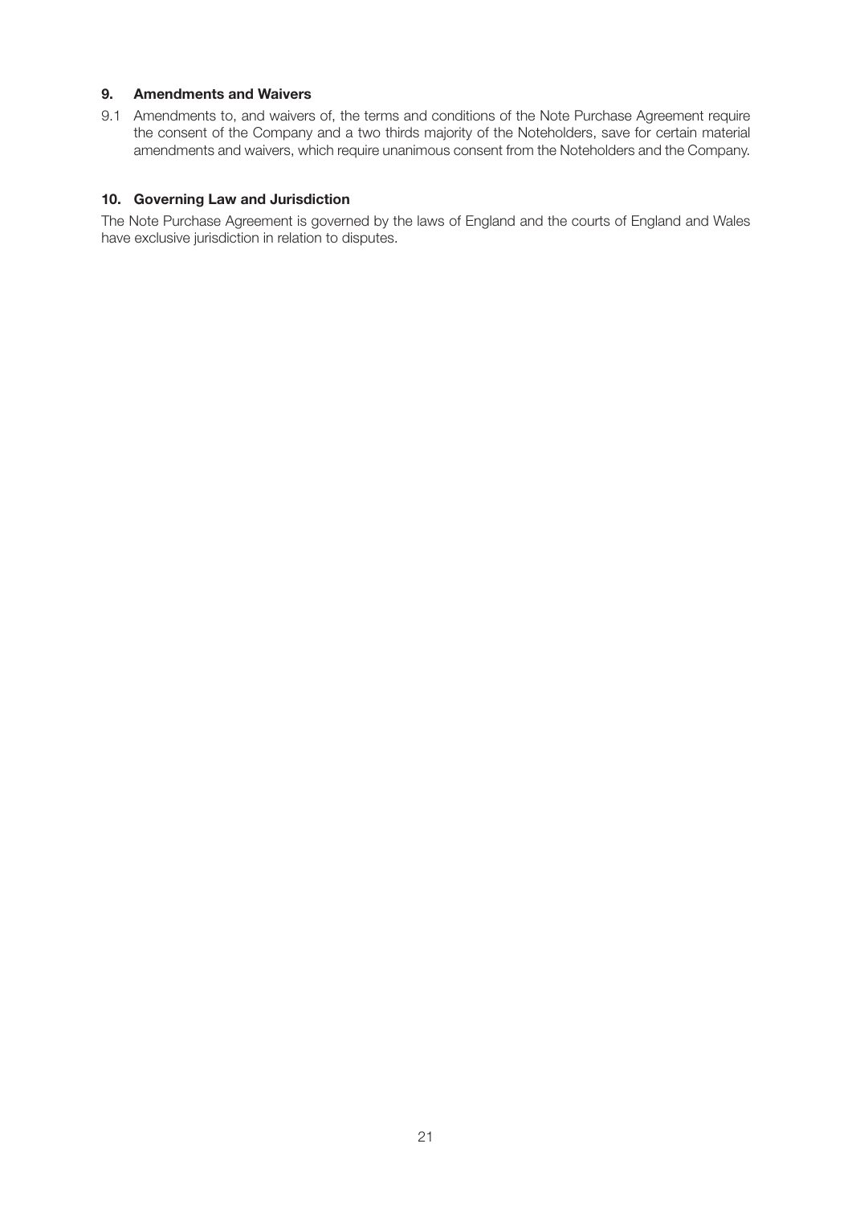### 9. Amendments and Waivers

9.1 Amendments to, and waivers of, the terms and conditions of the Note Purchase Agreement require the consent of the Company and a two thirds majority of the Noteholders, save for certain material amendments and waivers, which require unanimous consent from the Noteholders and the Company.

### 10. Governing Law and Jurisdiction

The Note Purchase Agreement is governed by the laws of England and the courts of England and Wales have exclusive jurisdiction in relation to disputes.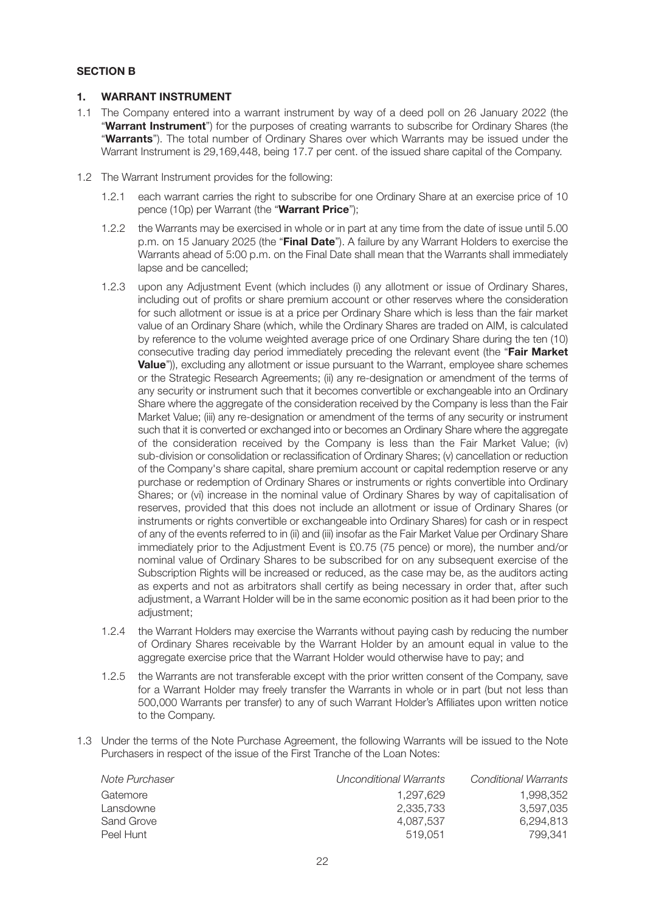## SECTION B

### 1. WARRANT INSTRUMENT

1.1 The Company entered into a warrant instrument by way of a deed poll on 26 January 2022 (the "**Warrant Instrument**") for the purposes of creating warrants to subscribe for Ordinary Shares (the "**Warrants**"). The total number of Ordinary Shares over which Warrants may be issued under the Warrant Instrument is 29,169,448, being 17.7 per cent. of the issued share capital of the Company.

1.2 The Warrant Instrument provides for the following:

1.2.1 each warrant carries the right to subscribe for one Ordinary Share at an exercise price of 10 pence (10p) per Warrant (the "**Warrant Price**");

1.2.2 the Warrants may be exercised in whole or in part at any time from the date of issue until 5.00 p.m. on 15 January 2025 (the "**Final Date**"). A failure by any Warrant Holders to exercise the Warrants ahead of 5:00 p.m. on the Final Date shall mean that the Warrants shall immediately lapse and be cancelled;

1.2.3 upon any Adjustment Event (which includes (i) any allotment or issue of Ordinary Shares, including out of profits or share premium account or other reserves where the consideration for such allotment or issue is at a price per Ordinary Share which is less than the fair market value of an Ordinary Share (which, while the Ordinary Shares are traded on AIM, is calculated by reference to the volume weighted average price of one Ordinary Share during the ten (10) consecutive trading day period immediately preceding the relevant event (the "**Fair Market Value**")), excluding any allotment or issue pursuant to the Warrant, employee share schemes or the Strategic Research Agreements; (ii) any re-designation or amendment of the terms of any security or instrument such that it becomes convertible or exchangeable into an Ordinary Share where the aggregate of the consideration received by the Company is less than the Fair Market Value; (iii) any re-designation or amendment of the terms of any security or instrument such that it is converted or exchanged into or becomes an Ordinary Share where the aggregate of the consideration received by the Company is less than the Fair Market Value; (iv) sub-division or consolidation or reclassification of Ordinary Shares; (v) cancellation or reduction of the Company's share capital, share premium account or capital redemption reserve or any purchase or redemption of Ordinary Shares or instruments or rights convertible into Ordinary Shares; or (vi) increase in the nominal value of Ordinary Shares by way of capitalisation of reserves, provided that this does not include an allotment or issue of Ordinary Shares (or instruments or rights convertible or exchangeable into Ordinary Shares) for cash or in respect of any of the events referred to in (ii) and (iii) insofar as the Fair Market Value per Ordinary Share immediately prior to the Adjustment Event is £0.75 (75 pence) or more), the number and/or nominal value of Ordinary Shares to be subscribed for on any subsequent exercise of the Subscription Rights will be increased or reduced, as the case may be, as the auditors acting as experts and not as arbitrators shall certify as being necessary in order that, after such adjustment, a Warrant Holder will be in the same economic position as it had been prior to the adjustment;

1.2.4 the Warrant Holders may exercise the Warrants without paying cash by reducing the number of Ordinary Shares receivable by the Warrant Holder by an amount equal in value to the aggregate exercise price that the Warrant Holder would otherwise have to pay; and

1.2.5 the Warrants are not transferable except with the prior written consent of the Company, save for a Warrant Holder may freely transfer the Warrants in whole or in part (but not less than 500,000 Warrants per transfer) to any of such Warrant Holder's Affiliates upon written notice to the Company.

1.3 Under the terms of the Note Purchase Agreement, the following Warrants will be issued to the Note Purchasers in respect of the issue of the First Tranche of the Loan Notes:

| *Note Purchaser* | *Unconditional Warrants* | *Conditional Warrants* |
|---|---|---|
| Gatemore | 1,297,629 | 1,998,352 |
| Lansdowne | 2,335,733 | 3,597,035 |
| Sand Grove | 4,087,537 | 6,294,813 |
| Peel Hunt | 519,051 | 799,341 |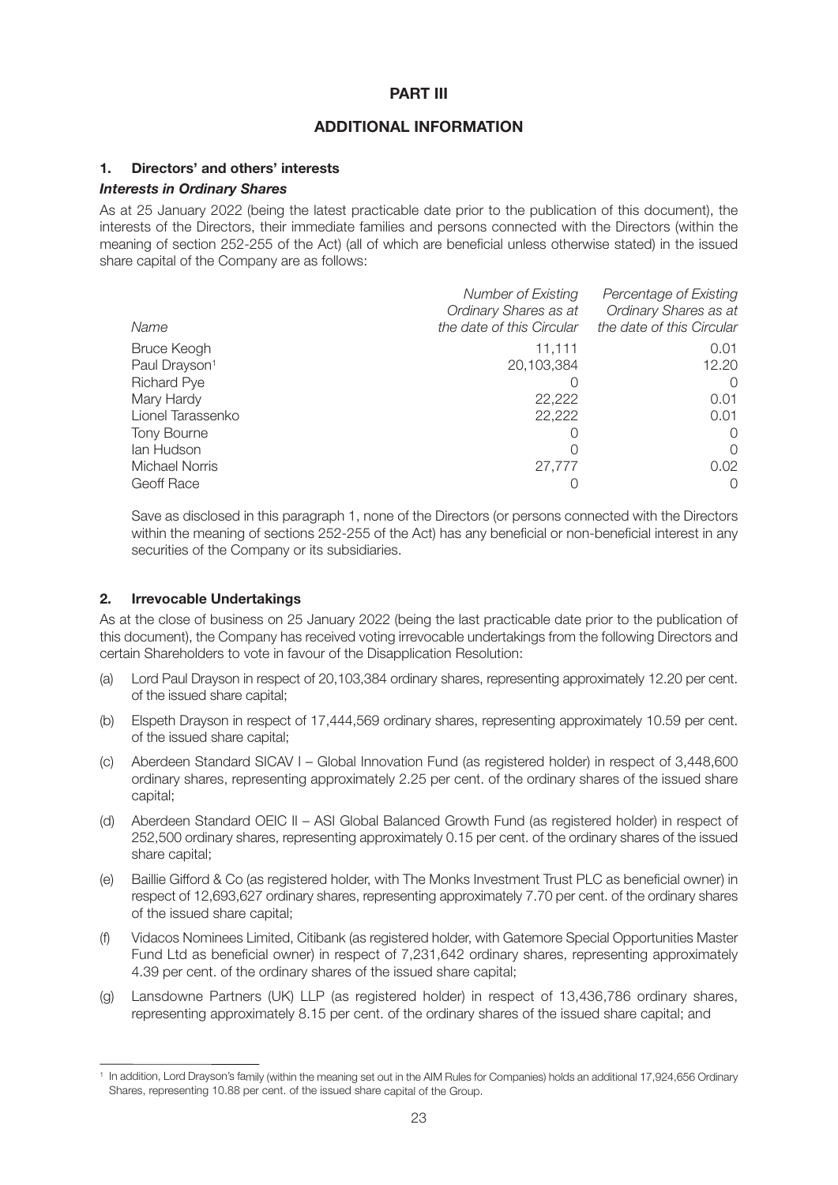## PART III

## ADDITIONAL INFORMATION

### 1. Directors' and others' interests

***Interests in Ordinary Shares***

As at 25 January 2022 (being the latest practicable date prior to the publication of this document), the interests of the Directors, their immediate families and persons connected with the Directors (within the meaning of section 252-255 of the Act) (all of which are beneficial unless otherwise stated) in the issued share capital of the Company are as follows:

| *Name* | *Number of Existing Ordinary Shares as at the date of this Circular* | *Percentage of Existing Ordinary Shares as at the date of this Circular* |
|---|---|---|
| Bruce Keogh | 11,111 | 0.01 |
| Paul Drayson[1] | 20,103,384 | 12.20 |
| Richard Pye | 0 | 0 |
| Mary Hardy | 22,222 | 0.01 |
| Lionel Tarassenko | 22,222 | 0.01 |
| Tony Bourne | 0 | 0 |
| Ian Hudson | 0 | 0 |
| Michael Norris | 27,777 | 0.02 |
| Geoff Race | 0 | 0 |

Save as disclosed in this paragraph 1, none of the Directors (or persons connected with the Directors within the meaning of sections 252-255 of the Act) has any beneficial or non-beneficial interest in any securities of the Company or its subsidiaries.

### 2. Irrevocable Undertakings

As at the close of business on 25 January 2022 (being the last practicable date prior to the publication of this document), the Company has received voting irrevocable undertakings from the following Directors and certain Shareholders to vote in favour of the Disapplication Resolution:

(a) Lord Paul Drayson in respect of 20,103,384 ordinary shares, representing approximately 12.20 per cent. of the issued share capital;

(b) Elspeth Drayson in respect of 17,444,569 ordinary shares, representing approximately 10.59 per cent. of the issued share capital;

(c) Aberdeen Standard SICAV I – Global Innovation Fund (as registered holder) in respect of 3,448,600 ordinary shares, representing approximately 2.25 per cent. of the ordinary shares of the issued share capital;

(d) Aberdeen Standard OEIC II – ASI Global Balanced Growth Fund (as registered holder) in respect of 252,500 ordinary shares, representing approximately 0.15 per cent. of the ordinary shares of the issued share capital;

(e) Baillie Gifford & Co (as registered holder, with The Monks Investment Trust PLC as beneficial owner) in respect of 12,693,627 ordinary shares, representing approximately 7.70 per cent. of the ordinary shares of the issued share capital;

(f) Vidacos Nominees Limited, Citibank (as registered holder, with Gatemore Special Opportunities Master Fund Ltd as beneficial owner) in respect of 7,231,642 ordinary shares, representing approximately 4.39 per cent. of the ordinary shares of the issued share capital;

(g) Lansdowne Partners (UK) LLP (as registered holder) in respect of 13,436,786 ordinary shares, representing approximately 8.15 per cent. of the ordinary shares of the issued share capital; and

[1] In addition, Lord Drayson's family (within the meaning set out in the AIM Rules for Companies) holds an additional 17,924,656 Ordinary Shares, representing 10.88 per cent. of the issued share capital of the Group.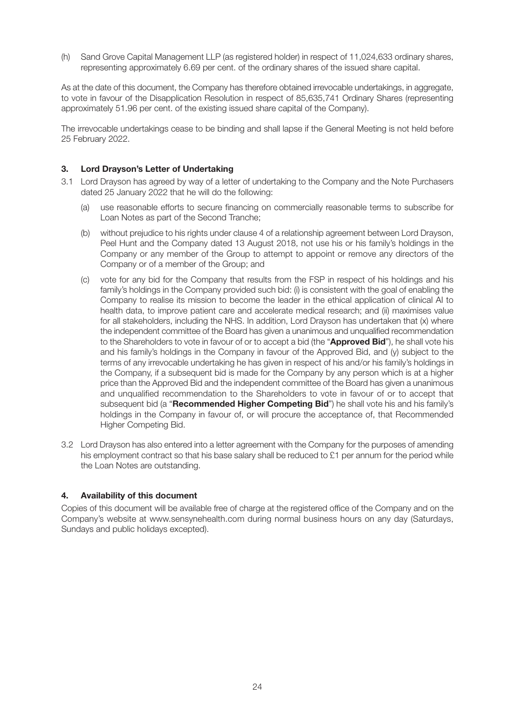(h) Sand Grove Capital Management LLP (as registered holder) in respect of 11,024,633 ordinary shares, representing approximately 6.69 per cent. of the ordinary shares of the issued share capital.

As at the date of this document, the Company has therefore obtained irrevocable undertakings, in aggregate, to vote in favour of the Disapplication Resolution in respect of 85,635,741 Ordinary Shares (representing approximately 51.96 per cent. of the existing issued share capital of the Company).

The irrevocable undertakings cease to be binding and shall lapse if the General Meeting is not held before 25 February 2022.

## 3. Lord Drayson's Letter of Undertaking

3.1 Lord Drayson has agreed by way of a letter of undertaking to the Company and the Note Purchasers dated 25 January 2022 that he will do the following:

(a) use reasonable efforts to secure financing on commercially reasonable terms to subscribe for Loan Notes as part of the Second Tranche;

(b) without prejudice to his rights under clause 4 of a relationship agreement between Lord Drayson, Peel Hunt and the Company dated 13 August 2018, not use his or his family's holdings in the Company or any member of the Group to attempt to appoint or remove any directors of the Company or of a member of the Group; and

(c) vote for any bid for the Company that results from the FSP in respect of his holdings and his family's holdings in the Company provided such bid: (i) is consistent with the goal of enabling the Company to realise its mission to become the leader in the ethical application of clinical AI to health data, to improve patient care and accelerate medical research; and (ii) maximises value for all stakeholders, including the NHS. In addition, Lord Drayson has undertaken that (x) where the independent committee of the Board has given a unanimous and unqualified recommendation to the Shareholders to vote in favour of or to accept a bid (the "**Approved Bid**"), he shall vote his and his family's holdings in the Company in favour of the Approved Bid, and (y) subject to the terms of any irrevocable undertaking he has given in respect of his and/or his family's holdings in the Company, if a subsequent bid is made for the Company by any person which is at a higher price than the Approved Bid and the independent committee of the Board has given a unanimous and unqualified recommendation to the Shareholders to vote in favour of or to accept that subsequent bid (a "**Recommended Higher Competing Bid**") he shall vote his and his family's holdings in the Company in favour of, or will procure the acceptance of, that Recommended Higher Competing Bid.

3.2 Lord Drayson has also entered into a letter agreement with the Company for the purposes of amending his employment contract so that his base salary shall be reduced to £1 per annum for the period while the Loan Notes are outstanding.

## 4. Availability of this document

Copies of this document will be available free of charge at the registered office of the Company and on the Company's website at www.sensynehealth.com during normal business hours on any day (Saturdays, Sundays and public holidays excepted).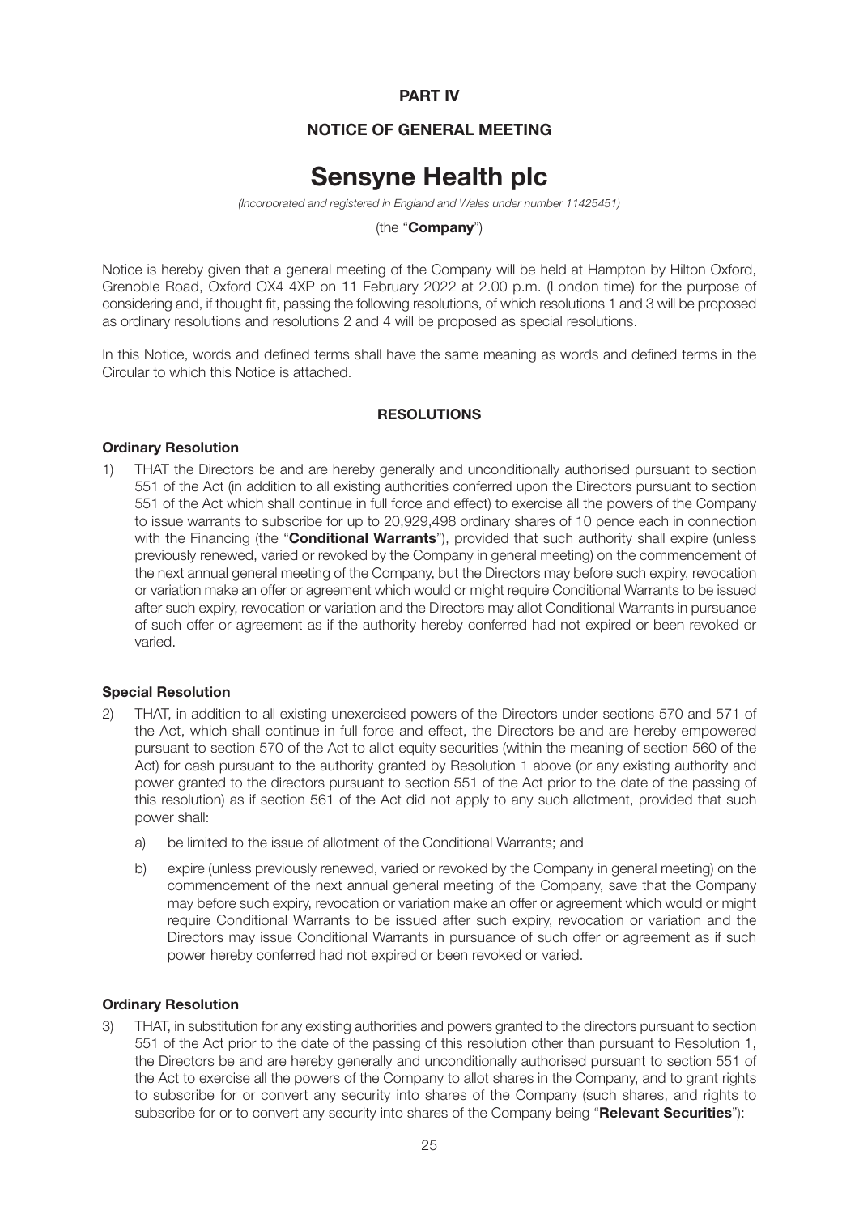# PART IV

## NOTICE OF GENERAL MEETING

# Sensyne Health plc

*(Incorporated and registered in England and Wales under number 11425451)*

(the "**Company**")

Notice is hereby given that a general meeting of the Company will be held at Hampton by Hilton Oxford, Grenoble Road, Oxford OX4 4XP on 11 February 2022 at 2.00 p.m. (London time) for the purpose of considering and, if thought fit, passing the following resolutions, of which resolutions 1 and 3 will be proposed as ordinary resolutions and resolutions 2 and 4 will be proposed as special resolutions.

In this Notice, words and defined terms shall have the same meaning as words and defined terms in the Circular to which this Notice is attached.

### RESOLUTIONS

**Ordinary Resolution**

1) THAT the Directors be and are hereby generally and unconditionally authorised pursuant to section 551 of the Act (in addition to all existing authorities conferred upon the Directors pursuant to section 551 of the Act which shall continue in full force and effect) to exercise all the powers of the Company to issue warrants to subscribe for up to 20,929,498 ordinary shares of 10 pence each in connection with the Financing (the "**Conditional Warrants**"), provided that such authority shall expire (unless previously renewed, varied or revoked by the Company in general meeting) on the commencement of the next annual general meeting of the Company, but the Directors may before such expiry, revocation or variation make an offer or agreement which would or might require Conditional Warrants to be issued after such expiry, revocation or variation and the Directors may allot Conditional Warrants in pursuance of such offer or agreement as if the authority hereby conferred had not expired or been revoked or varied.

**Special Resolution**

2) THAT, in addition to all existing unexercised powers of the Directors under sections 570 and 571 of the Act, which shall continue in full force and effect, the Directors be and are hereby empowered pursuant to section 570 of the Act to allot equity securities (within the meaning of section 560 of the Act) for cash pursuant to the authority granted by Resolution 1 above (or any existing authority and power granted to the directors pursuant to section 551 of the Act prior to the date of the passing of this resolution) as if section 561 of the Act did not apply to any such allotment, provided that such power shall:

   a) be limited to the issue of allotment of the Conditional Warrants; and

   b) expire (unless previously renewed, varied or revoked by the Company in general meeting) on the commencement of the next annual general meeting of the Company, save that the Company may before such expiry, revocation or variation make an offer or agreement which would or might require Conditional Warrants to be issued after such expiry, revocation or variation and the Directors may issue Conditional Warrants in pursuance of such offer or agreement as if such power hereby conferred had not expired or been revoked or varied.

**Ordinary Resolution**

3) THAT, in substitution for any existing authorities and powers granted to the directors pursuant to section 551 of the Act prior to the date of the passing of this resolution other than pursuant to Resolution 1, the Directors be and are hereby generally and unconditionally authorised pursuant to section 551 of the Act to exercise all the powers of the Company to allot shares in the Company, and to grant rights to subscribe for or convert any security into shares of the Company (such shares, and rights to subscribe for or to convert any security into shares of the Company being "**Relevant Securities**"):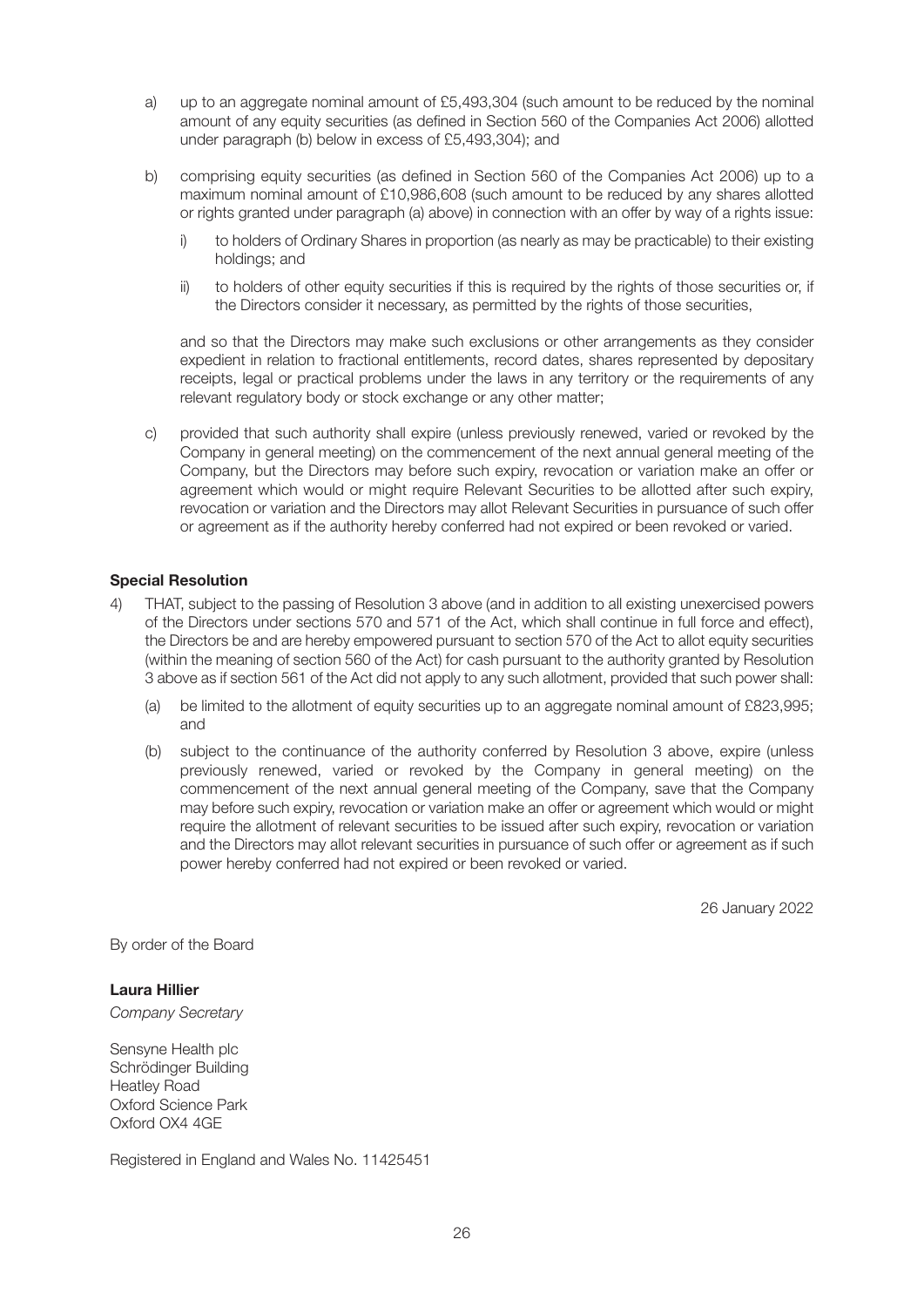a) up to an aggregate nominal amount of £5,493,304 (such amount to be reduced by the nominal amount of any equity securities (as defined in Section 560 of the Companies Act 2006) allotted under paragraph (b) below in excess of £5,493,304); and

b) comprising equity securities (as defined in Section 560 of the Companies Act 2006) up to a maximum nominal amount of £10,986,608 (such amount to be reduced by any shares allotted or rights granted under paragraph (a) above) in connection with an offer by way of a rights issue:

   i) to holders of Ordinary Shares in proportion (as nearly as may be practicable) to their existing holdings; and

   ii) to holders of other equity securities if this is required by the rights of those securities or, if the Directors consider it necessary, as permitted by the rights of those securities,

   and so that the Directors may make such exclusions or other arrangements as they consider expedient in relation to fractional entitlements, record dates, shares represented by depositary receipts, legal or practical problems under the laws in any territory or the requirements of any relevant regulatory body or stock exchange or any other matter;

c) provided that such authority shall expire (unless previously renewed, varied or revoked by the Company in general meeting) on the commencement of the next annual general meeting of the Company, but the Directors may before such expiry, revocation or variation make an offer or agreement which would or might require Relevant Securities to be allotted after such expiry, revocation or variation and the Directors may allot Relevant Securities in pursuance of such offer or agreement as if the authority hereby conferred had not expired or been revoked or varied.

**Special Resolution**

4) THAT, subject to the passing of Resolution 3 above (and in addition to all existing unexercised powers of the Directors under sections 570 and 571 of the Act, which shall continue in full force and effect), the Directors be and are hereby empowered pursuant to section 570 of the Act to allot equity securities (within the meaning of section 560 of the Act) for cash pursuant to the authority granted by Resolution 3 above as if section 561 of the Act did not apply to any such allotment, provided that such power shall:

   (a) be limited to the allotment of equity securities up to an aggregate nominal amount of £823,995; and

   (b) subject to the continuance of the authority conferred by Resolution 3 above, expire (unless previously renewed, varied or revoked by the Company in general meeting) on the commencement of the next annual general meeting of the Company, save that the Company may before such expiry, revocation or variation make an offer or agreement which would or might require the allotment of relevant securities to be issued after such expiry, revocation or variation and the Directors may allot relevant securities in pursuance of such offer or agreement as if such power hereby conferred had not expired or been revoked or varied.

26 January 2022

By order of the Board

**Laura Hillier**

*Company Secretary*

Sensyne Health plc
Schrödinger Building
Heatley Road
Oxford Science Park
Oxford OX4 4GE

Registered in England and Wales No. 11425451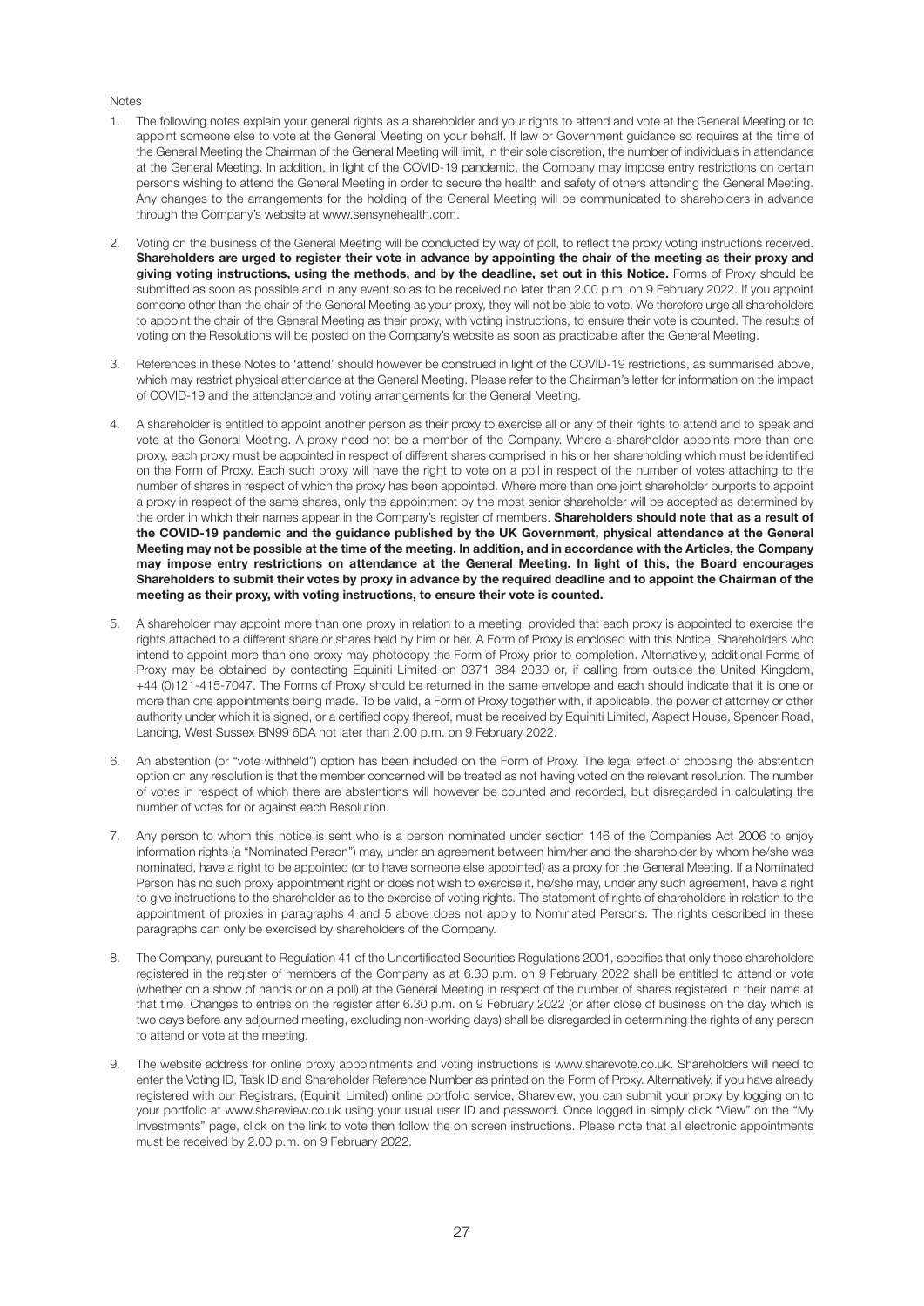Notes

1. The following notes explain your general rights as a shareholder and your rights to attend and vote at the General Meeting or to appoint someone else to vote at the General Meeting on your behalf. If law or Government guidance so requires at the time of the General Meeting the Chairman of the General Meeting will limit, in their sole discretion, the number of individuals in attendance at the General Meeting. In addition, in light of the COVID-19 pandemic, the Company may impose entry restrictions on certain persons wishing to attend the General Meeting in order to secure the health and safety of others attending the General Meeting. Any changes to the arrangements for the holding of the General Meeting will be communicated to shareholders in advance through the Company's website at www.sensynehealth.com.

2. Voting on the business of the General Meeting will be conducted by way of poll, to reflect the proxy voting instructions received. **Shareholders are urged to register their vote in advance by appointing the chair of the meeting as their proxy and giving voting instructions, using the methods, and by the deadline, set out in this Notice.** Forms of Proxy should be submitted as soon as possible and in any event so as to be received no later than 2.00 p.m. on 9 February 2022. If you appoint someone other than the chair of the General Meeting as your proxy, they will not be able to vote. We therefore urge all shareholders to appoint the chair of the General Meeting as their proxy, with voting instructions, to ensure their vote is counted. The results of voting on the Resolutions will be posted on the Company's website as soon as practicable after the General Meeting.

3. References in these Notes to 'attend' should however be construed in light of the COVID-19 restrictions, as summarised above, which may restrict physical attendance at the General Meeting. Please refer to the Chairman's letter for information on the impact of COVID-19 and the attendance and voting arrangements for the General Meeting.

4. A shareholder is entitled to appoint another person as their proxy to exercise all or any of their rights to attend and to speak and vote at the General Meeting. A proxy need not be a member of the Company. Where a shareholder appoints more than one proxy, each proxy must be appointed in respect of different shares comprised in his or her shareholding which must be identified on the Form of Proxy. Each such proxy will have the right to vote on a poll in respect of the number of votes attaching to the number of shares in respect of which the proxy has been appointed. Where more than one joint shareholder purports to appoint a proxy in respect of the same shares, only the appointment by the most senior shareholder will be accepted as determined by the order in which their names appear in the Company's register of members. **Shareholders should note that as a result of the COVID-19 pandemic and the guidance published by the UK Government, physical attendance at the General Meeting may not be possible at the time of the meeting. In addition, and in accordance with the Articles, the Company may impose entry restrictions on attendance at the General Meeting. In light of this, the Board encourages Shareholders to submit their votes by proxy in advance by the required deadline and to appoint the Chairman of the meeting as their proxy, with voting instructions, to ensure their vote is counted.**

5. A shareholder may appoint more than one proxy in relation to a meeting, provided that each proxy is appointed to exercise the rights attached to a different share or shares held by him or her. A Form of Proxy is enclosed with this Notice. Shareholders who intend to appoint more than one proxy may photocopy the Form of Proxy prior to completion. Alternatively, additional Forms of Proxy may be obtained by contacting Equiniti Limited on 0371 384 2030 or, if calling from outside the United Kingdom, +44 (0)121-415-7047. The Forms of Proxy should be returned in the same envelope and each should indicate that it is one or more than one appointments being made. To be valid, a Form of Proxy together with, if applicable, the power of attorney or other authority under which it is signed, or a certified copy thereof, must be received by Equiniti Limited, Aspect House, Spencer Road, Lancing, West Sussex BN99 6DA not later than 2.00 p.m. on 9 February 2022.

6. An abstention (or "vote withheld") option has been included on the Form of Proxy. The legal effect of choosing the abstention option on any resolution is that the member concerned will be treated as not having voted on the relevant resolution. The number of votes in respect of which there are abstentions will however be counted and recorded, but disregarded in calculating the number of votes for or against each Resolution.

7. Any person to whom this notice is sent who is a person nominated under section 146 of the Companies Act 2006 to enjoy information rights (a "Nominated Person") may, under an agreement between him/her and the shareholder by whom he/she was nominated, have a right to be appointed (or to have someone else appointed) as a proxy for the General Meeting. If a Nominated Person has no such proxy appointment right or does not wish to exercise it, he/she may, under any such agreement, have a right to give instructions to the shareholder as to the exercise of voting rights. The statement of rights of shareholders in relation to the appointment of proxies in paragraphs 4 and 5 above does not apply to Nominated Persons. The rights described in these paragraphs can only be exercised by shareholders of the Company.

8. The Company, pursuant to Regulation 41 of the Uncertificated Securities Regulations 2001, specifies that only those shareholders registered in the register of members of the Company as at 6.30 p.m. on 9 February 2022 shall be entitled to attend or vote (whether on a show of hands or on a poll) at the General Meeting in respect of the number of shares registered in their name at that time. Changes to entries on the register after 6.30 p.m. on 9 February 2022 (or after close of business on the day which is two days before any adjourned meeting, excluding non-working days) shall be disregarded in determining the rights of any person to attend or vote at the meeting.

9. The website address for online proxy appointments and voting instructions is www.sharevote.co.uk. Shareholders will need to enter the Voting ID, Task ID and Shareholder Reference Number as printed on the Form of Proxy. Alternatively, if you have already registered with our Registrars, (Equiniti Limited) online portfolio service, Shareview, you can submit your proxy by logging on to your portfolio at www.shareview.co.uk using your usual user ID and password. Once logged in simply click "View" on the "My Investments" page, click on the link to vote then follow the on screen instructions. Please note that all electronic appointments must be received by 2.00 p.m. on 9 February 2022.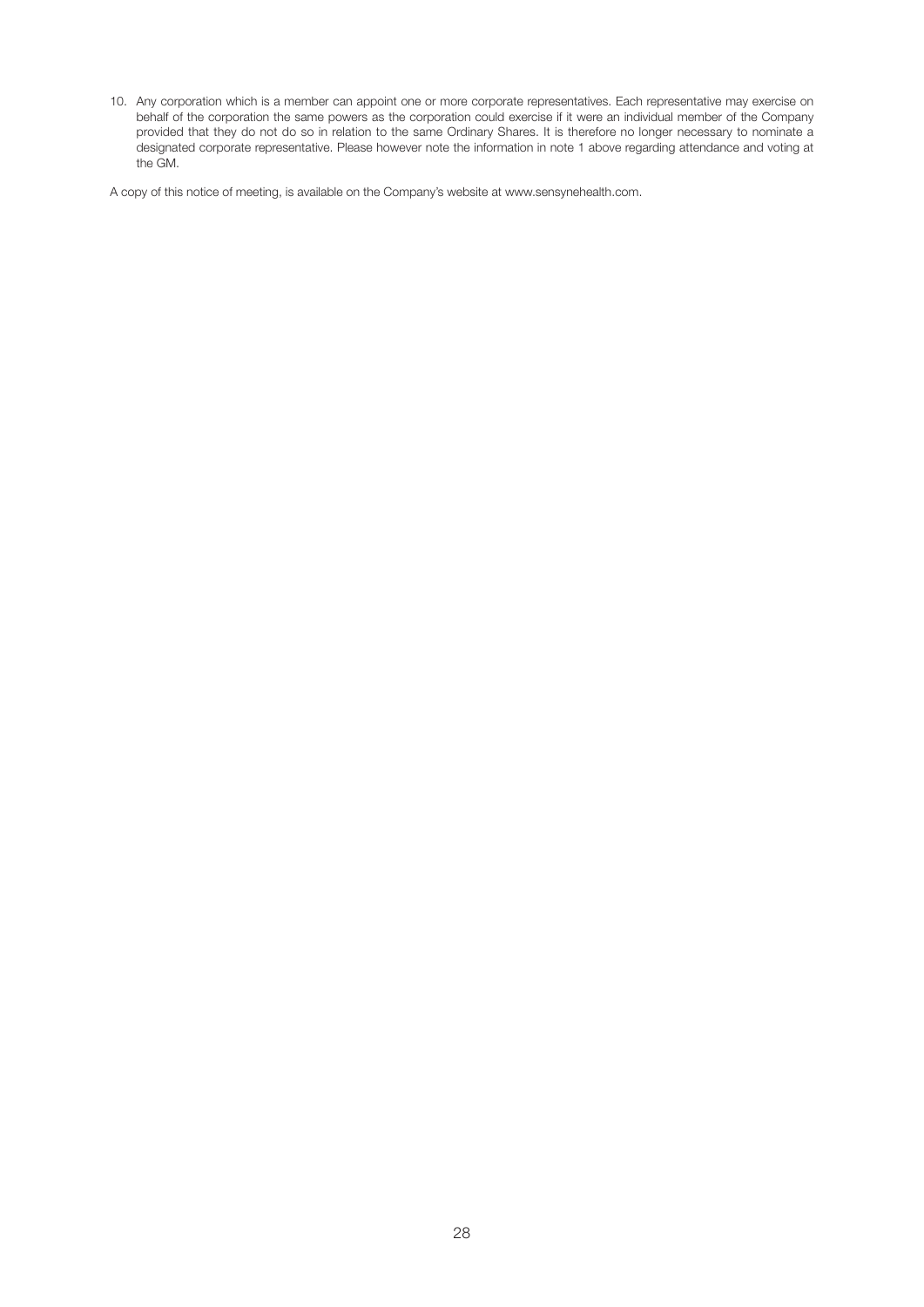10. Any corporation which is a member can appoint one or more corporate representatives. Each representative may exercise on behalf of the corporation the same powers as the corporation could exercise if it were an individual member of the Company provided that they do not do so in relation to the same Ordinary Shares. It is therefore no longer necessary to nominate a designated corporate representative. Please however note the information in note 1 above regarding attendance and voting at the GM.

A copy of this notice of meeting, is available on the Company's website at www.sensynehealth.com.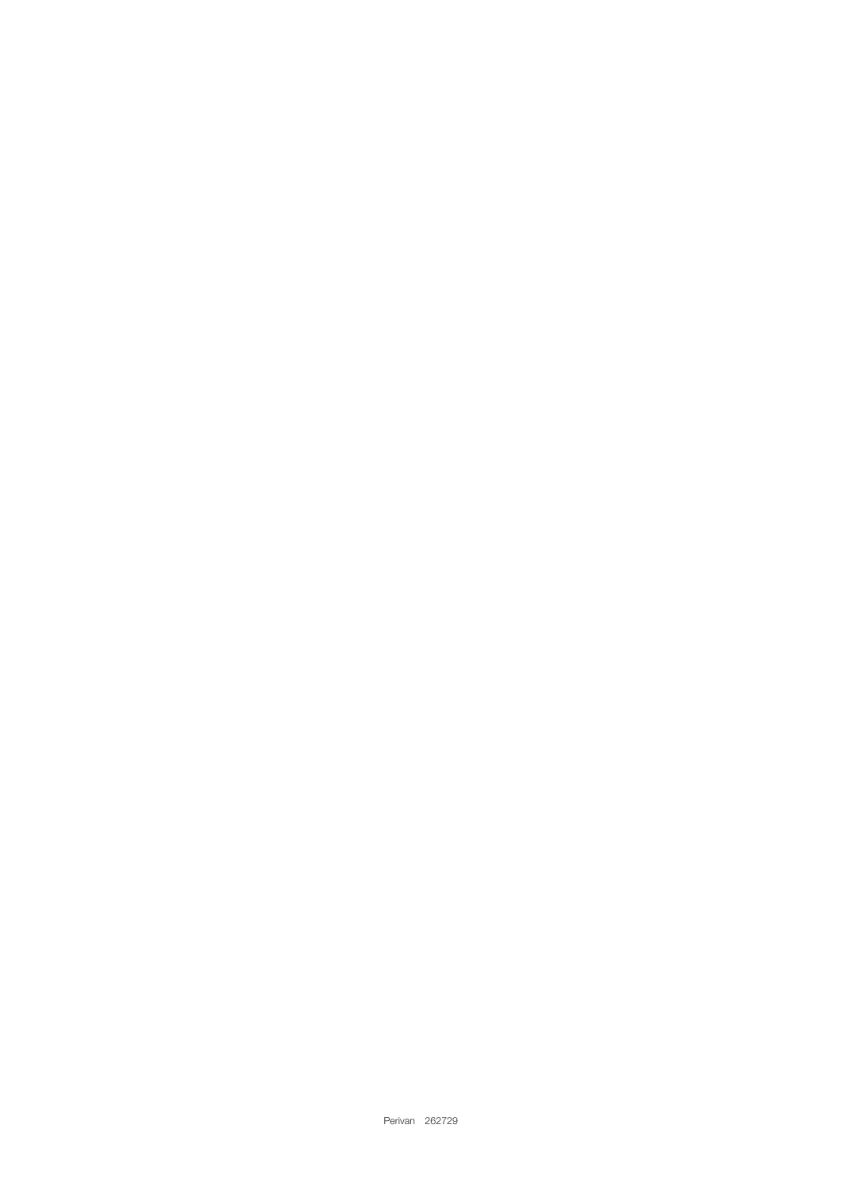Perivan 262729